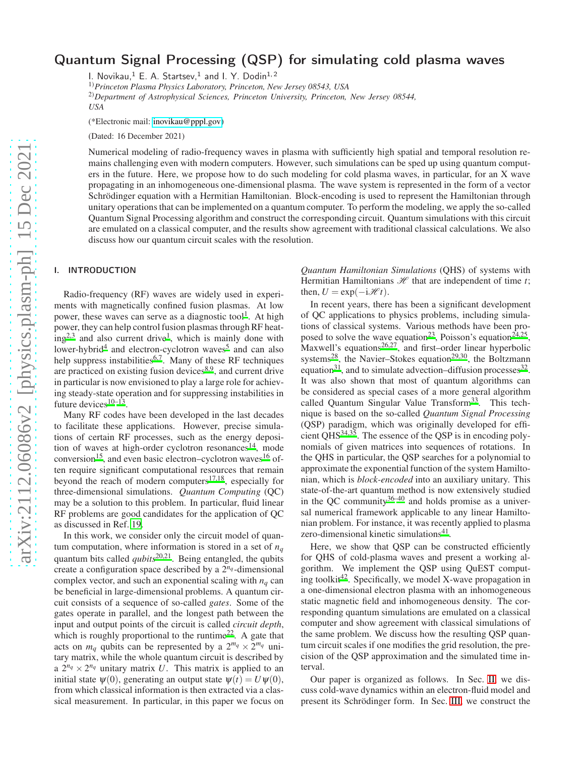# Quantum Signal Processing (QSP) for simulating cold plasma waves

I. Novikau,[1] E. A. Startsev,[1] and I. Y. Dodin[1,2]

[1]*Princeton Plasma Physics Laboratory, Princeton, New Jersey 08543, USA*

[2]*Department of Astrophysical Sciences, Princeton University, Princeton, New Jersey 08544, USA*

(*Electronic mail: inovikau@pppl.gov)

(Dated: 16 December 2021)

Numerical modeling of radio-frequency waves in plasma with sufficiently high spatial and temporal resolution remains challenging even with modern computers. However, such simulations can be sped up using quantum computers in the future. Here, we propose how to do such modeling for cold plasma waves, in particular, for an X wave propagating in an inhomogeneous one-dimensional plasma. The wave system is represented in the form of a vector Schrödinger equation with a Hermitian Hamiltonian. Block-encoding is used to represent the Hamiltonian through unitary operations that can be implemented on a quantum computer. To perform the modeling, we apply the so-called Quantum Signal Processing algorithm and construct the corresponding circuit. Quantum simulations with this circuit are emulated on a classical computer, and the results show agreement with traditional classical calculations. We also discuss how our quantum circuit scales with the resolution.

## I. INTRODUCTION

Radio-frequency (RF) waves are widely used in experiments with magnetically confined fusion plasmas. At low power, these waves can serve as a diagnostic tool[1]. At high power, they can help control fusion plasmas through RF heating[2,3] and also current drive[1], which is mainly done with lower-hybrid[4] and electron-cyclotron waves[5] and can also help suppress instabilities[6,7]. Many of these RF techniques are practiced on existing fusion devices[8,9], and current drive in particular is now envisioned to play a large role for achieving steady-state operation and for suppressing instabilities in future devices[10–13].

Many RF codes have been developed in the last decades to facilitate these applications. However, precise simulations of certain RF processes, such as the energy deposition of waves at high-order cyclotron resonances[14], mode conversion[15], and even basic electron–cyclotron waves[16] often require significant computational resources that remain beyond the reach of modern computers[17,18], especially for three-dimensional simulations. *Quantum Computing* (QC) may be a solution to this problem. In particular, fluid linear RF problems are good candidates for the application of QC as discussed in Ref. 19.

In this work, we consider only the circuit model of quantum computation, where information is stored in a set of $n_q$ quantum bits called *qubits*[20,21]. Being entangled, the qubits create a configuration space described by a $2^{n_q}$-dimensional complex vector, and such an exponential scaling with $n_q$ can be beneficial in large-dimensional problems. A quantum circuit consists of a sequence of so-called *gates*. Some of the gates operate in parallel, and the longest path between the input and output points of the circuit is called *circuit depth*, which is roughly proportional to the runtime[22]. A gate that acts on $m_q$ qubits can be represented by a $2^{m_q} \times 2^{m_q}$ unitary matrix, while the whole quantum circuit is described by a $2^{n_q} \times 2^{n_q}$ unitary matrix $U$. This matrix is applied to an initial state $\psi(0)$, generating an output state $\psi(t) = U\psi(0)$, from which classical information is then extracted via a classical measurement. In particular, in this paper we focus on *Quantum Hamiltonian Simulations* (QHS) of systems with Hermitian Hamiltonians $\mathscr{H}$ that are independent of time $t$; then, $U = \exp(-\mathrm{i}\mathscr{H}t)$.

In recent years, there has been a significant development of QC applications to physics problems, including simulations of classical systems. Various methods have been proposed to solve the wave equation[23], Poisson's equation[24,25], Maxwell's equations[26,27], and first–order linear hyperbolic systems[28], the Navier–Stokes equation[29,30], the Boltzmann equation[31], and to simulate advection–diffusion processes[32]. It was also shown that most of quantum algorithms can be considered as special cases of a more general algorithm called Quantum Singular Value Transform[33]. This technique is based on the so-called *Quantum Signal Processing* (QSP) paradigm, which was originally developed for efficient QHS[34,35]. The essence of the QSP is in encoding polynomials of given matrices into sequences of rotations. In the QHS in particular, the QSP searches for a polynomial to approximate the exponential function of the system Hamiltonian, which is *block-encoded* into an auxiliary unitary. This state-of-the-art quantum method is now extensively studied in the QC community[36–40] and holds promise as a universal numerical framework applicable to any linear Hamiltonian problem. For instance, it was recently applied to plasma zero-dimensional kinetic simulations[41].

Here, we show that QSP can be constructed efficiently for QHS of cold-plasma waves and present a working algorithm. We implement the QSP using QuEST computing toolkit[42]. Specifically, we model X-wave propagation in a one-dimensional electron plasma with an inhomogeneous static magnetic field and inhomogeneous density. The corresponding quantum simulations are emulated on a classical computer and show agreement with classical simulations of the same problem. We discuss how the resulting QSP quantum circuit scales if one modifies the grid resolution, the precision of the QSP approximation and the simulated time interval.

Our paper is organized as follows. In Sec. II, we discuss cold-wave dynamics within an electron-fluid model and present its Schrödinger form. In Sec. III, we construct the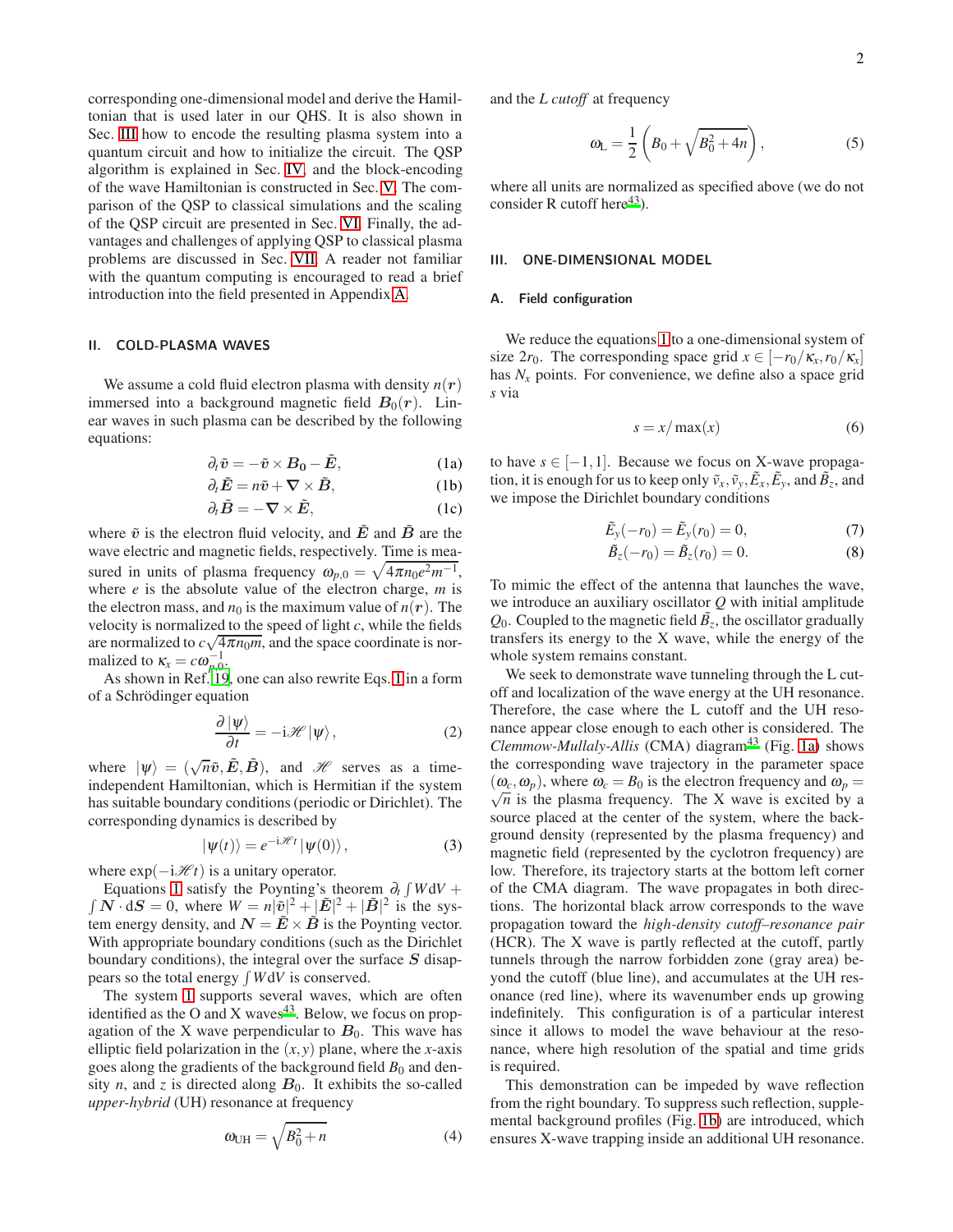corresponding one-dimensional model and derive the Hamiltonian that is used later in our QHS. It is also shown in Sec. III how to encode the resulting plasma system into a quantum circuit and how to initialize the circuit. The QSP algorithm is explained in Sec. IV, and the block-encoding of the wave Hamiltonian is constructed in Sec. V. The comparison of the QSP to classical simulations and the scaling of the QSP circuit are presented in Sec. VI. Finally, the advantages and challenges of applying QSP to classical plasma problems are discussed in Sec. VII. A reader not familiar with the quantum computing is encouraged to read a brief introduction into the field presented in Appendix A.

## II. COLD-PLASMA WAVES

We assume a cold fluid electron plasma with density $n(\boldsymbol{r})$ immersed into a background magnetic field $\boldsymbol{B}_0(\boldsymbol{r})$. Linear waves in such plasma can be described by the following equations:

$$\partial_t \tilde{\boldsymbol{v}} = -\tilde{\boldsymbol{v}} \times \boldsymbol{B_0} - \tilde{\boldsymbol{E}}, \tag{1a}$$

$$\partial_t \tilde{\boldsymbol{E}} = n\tilde{\boldsymbol{v}} + \boldsymbol{\nabla} \times \tilde{\boldsymbol{B}}, \tag{1b}$$

$$\partial_t \tilde{\boldsymbol{B}} = -\boldsymbol{\nabla} \times \tilde{\boldsymbol{E}}, \tag{1c}$$

where $\tilde{\boldsymbol{v}}$ is the electron fluid velocity, and $\tilde{\boldsymbol{E}}$ and $\tilde{\boldsymbol{B}}$ are the wave electric and magnetic fields, respectively. Time is measured in units of plasma frequency $\omega_{p,0} = \sqrt{4\pi n_0 e^2 m^{-1}}$, where $e$ is the absolute value of the electron charge, $m$ is the electron mass, and $n_0$ is the maximum value of $n(\boldsymbol{r})$. The velocity is normalized to the speed of light $c$, while the fields are normalized to $c\sqrt{4\pi n_0 m}$, and the space coordinate is normalized to $\kappa_x = c\omega_{p,0}^{-1}$.

As shown in Ref. 19, one can also rewrite Eqs. 1 in a form of a Schrödinger equation

$$\frac{\partial \left|\psi\right\rangle}{\partial t} = -\mathrm{i}\mathscr{H}\left|\psi\right\rangle, \tag{2}$$

where $|\psi\rangle = (\sqrt{n}\tilde{\boldsymbol{v}}, \tilde{\boldsymbol{E}}, \tilde{\boldsymbol{B}})$, and $\mathscr{H}$ serves as a time-independent Hamiltonian, which is Hermitian if the system has suitable boundary conditions (periodic or Dirichlet). The corresponding dynamics is described by

$$|\psi(t)\rangle = e^{-\mathrm{i}\mathscr{H}t}\left|\psi(0)\right\rangle, \tag{3}$$

where $\exp(-\mathrm{i}\mathscr{H}t)$ is a unitary operator.

Equations 1 satisfy the Poynting's theorem $\partial_t \int W \mathrm{d}V + \int \boldsymbol{N}\cdot \mathrm{d}\boldsymbol{S} = 0$, where $W = n|\tilde{\boldsymbol{v}}|^2 + |\tilde{\boldsymbol{E}}|^2 + |\tilde{\boldsymbol{B}}|^2$ is the system energy density, and $\boldsymbol{N} = \tilde{\boldsymbol{E}} \times \tilde{\boldsymbol{B}}$ is the Poynting vector. With appropriate boundary conditions (such as the Dirichlet boundary conditions), the integral over the surface $\boldsymbol{S}$ disappears so the total energy $\int W \mathrm{d}V$ is conserved.

The system 1 supports several waves, which are often identified as the O and X waves[43]. Below, we focus on propagation of the X wave perpendicular to $\boldsymbol{B}_0$. This wave has elliptic field polarization in the $(x,y)$ plane, where the $x$-axis goes along the gradients of the background field $B_0$ and density $n$, and $z$ is directed along $\boldsymbol{B}_0$. It exhibits the so-called *upper-hybrid* (UH) resonance at frequency

$$\omega_{\mathrm{UH}} = \sqrt{B_0^2 + n} \tag{4}$$

and the *L cutoff* at frequency

$$\omega_{\mathrm{L}} = \frac{1}{2}\left(B_0 + \sqrt{B_0^2 + 4n}\right), \tag{5}$$

where all units are normalized as specified above (we do not consider R cutoff here[43]).

## III. ONE-DIMENSIONAL MODEL

### A. Field configuration

We reduce the equations 1 to a one-dimensional system of size $2r_0$. The corresponding space grid $x \in [-r_0/\kappa_x, r_0/\kappa_x]$ has $N_x$ points. For convenience, we define also a space grid $s$ via

$$s = x/\max(x) \tag{6}$$

to have $s \in [-1,1]$. Because we focus on X-wave propagation, it is enough for us to keep only $\tilde{v}_x, \tilde{v}_y, \tilde{E}_x, \tilde{E}_y$, and $\tilde{B}_z$, and we impose the Dirichlet boundary conditions

$$\tilde{E}_y(-r_0) = \tilde{E}_y(r_0) = 0, \tag{7}$$

$$\tilde{B}_z(-r_0) = \tilde{B}_z(r_0) = 0. \tag{8}$$

To mimic the effect of the antenna that launches the wave, we introduce an auxiliary oscillator $Q$ with initial amplitude $Q_0$. Coupled to the magnetic field $\tilde{B}_z$, the oscillator gradually transfers its energy to the X wave, while the energy of the whole system remains constant.

We seek to demonstrate wave tunneling through the L cutoff and localization of the wave energy at the UH resonance. Therefore, the case where the L cutoff and the UH resonance appear close enough to each other is considered. The *Clemmow-Mullaly-Allis* (CMA) diagram[43] (Fig. 1a) shows the corresponding wave trajectory in the parameter space $(\omega_c, \omega_p)$, where $\omega_c = B_0$ is the electron frequency and $\omega_p = \sqrt{n}$ is the plasma frequency. The X wave is excited by a source placed at the center of the system, where the background density (represented by the plasma frequency) and magnetic field (represented by the cyclotron frequency) are low. Therefore, its trajectory starts at the bottom left corner of the CMA diagram. The wave propagates in both directions. The horizontal black arrow corresponds to the wave propagation toward the *high-density cutoff–resonance pair* (HCR). The X wave is partly reflected at the cutoff, partly tunnels through the narrow forbidden zone (gray area) beyond the cutoff (blue line), and accumulates at the UH resonance (red line), where its wavenumber ends up growing indefinitely. This configuration is of a particular interest since it allows to model the wave behaviour at the resonance, where high resolution of the spatial and time grids is required.

This demonstration can be impeded by wave reflection from the right boundary. To suppress such reflection, supplemental background profiles (Fig. 1b) are introduced, which ensures X-wave trapping inside an additional UH resonance.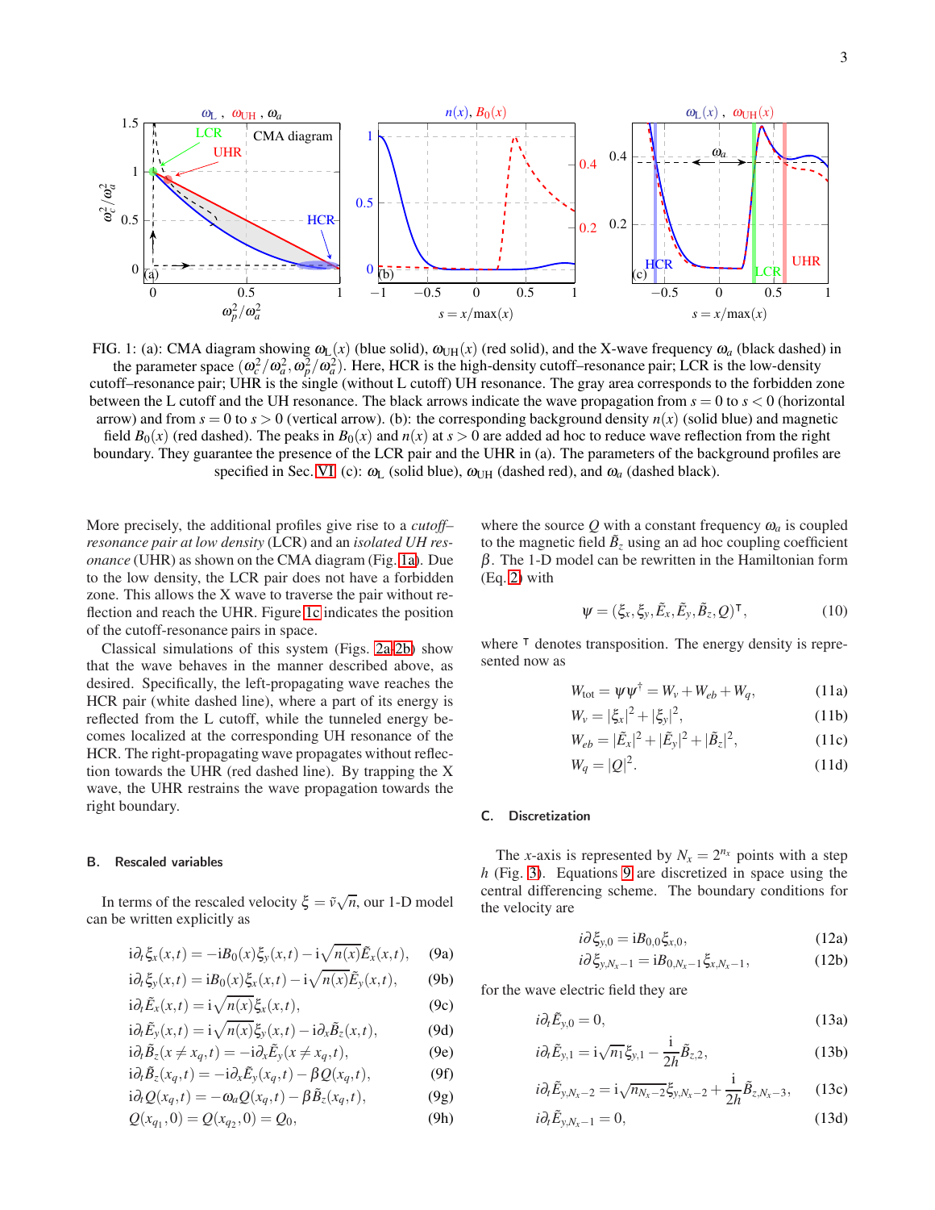FIG. 1: (a): CMA diagram showing $\omega_{\rm L}(x)$ (blue solid), $\omega_{\rm UH}(x)$ (red solid), and the X-wave frequency $\omega_a$ (black dashed) in the parameter space $(\omega_c^2/\omega_a^2, \omega_p^2/\omega_a^2)$. Here, HCR is the high-density cutoff–resonance pair; LCR is the low-density cutoff–resonance pair; UHR is the single (without L cutoff) UH resonance. The gray area corresponds to the forbidden zone between the L cutoff and the UH resonance. The black arrows indicate the wave propagation from $s = 0$ to $s < 0$ (horizontal arrow) and from $s = 0$ to $s > 0$ (vertical arrow). (b): the corresponding background density $n(x)$ (solid blue) and magnetic field $B_0(x)$ (red dashed). The peaks in $B_0(x)$ and $n(x)$ at $s > 0$ are added ad hoc to reduce wave reflection from the right boundary. They guarantee the presence of the LCR pair and the UHR in (a). The parameters of the background profiles are specified in Sec. VI. (c): $\omega_{\rm L}$ (solid blue), $\omega_{\rm UH}$ (dashed red), and $\omega_a$ (dashed black).

More precisely, the additional profiles give rise to a *cutoff–resonance pair at low density* (LCR) and an *isolated UH resonance* (UHR) as shown on the CMA diagram (Fig. 1a). Due to the low density, the LCR pair does not have a forbidden zone. This allows the X wave to traverse the pair without reflection and reach the UHR. Figure 1c indicates the position of the cutoff-resonance pairs in space.

Classical simulations of this system (Figs. 2a,2b) show that the wave behaves in the manner described above, as desired. Specifically, the left-propagating wave reaches the HCR pair (white dashed line), where a part of its energy is reflected from the L cutoff, while the tunneled energy becomes localized at the corresponding UH resonance of the HCR. The right-propagating wave propagates without reflection towards the UHR (red dashed line). By trapping the X wave, the UHR restrains the wave propagation towards the right boundary.

### B. Rescaled variables

In terms of the rescaled velocity $\xi = \tilde{v}\sqrt{n}$, our 1-D model can be written explicitly as

$$
\begin{aligned}
&\mathrm{i}\partial_t \xi_x(x,t) = -\mathrm{i}B_0(x)\xi_y(x,t) - \mathrm{i}\sqrt{n(x)}\tilde{E}_x(x,t), && (9a)\\
&\mathrm{i}\partial_t \xi_y(x,t) = \mathrm{i}B_0(x)\xi_x(x,t) - \mathrm{i}\sqrt{n(x)}\tilde{E}_y(x,t), && (9b)\\
&\mathrm{i}\partial_t \tilde{E}_x(x,t) = \mathrm{i}\sqrt{n(x)}\xi_x(x,t), && (9c)\\
&\mathrm{i}\partial_t \tilde{E}_y(x,t) = \mathrm{i}\sqrt{n(x)}\xi_y(x,t) - \mathrm{i}\partial_x\tilde{B}_z(x,t), && (9d)\\
&\mathrm{i}\partial_t \tilde{B}_z(x\neq x_q,t) = -\mathrm{i}\partial_x\tilde{E}_y(x\neq x_q,t), && (9e)\\
&\mathrm{i}\partial_t \tilde{B}_z(x_q,t) = -\mathrm{i}\partial_x\tilde{E}_y(x_q,t) - \beta Q(x_q,t), && (9f)\\
&\mathrm{i}\partial_t Q(x_q,t) = -\omega_a Q(x_q,t) - \beta\tilde{B}_z(x_q,t), && (9g)\\
&Q(x_{q_1},0) = Q(x_{q_2},0) = Q_0, && (9h)
\end{aligned}
$$

where the source $Q$ with a constant frequency $\omega_a$ is coupled to the magnetic field $\tilde{B}_z$ using an ad hoc coupling coefficient $\beta$. The 1-D model can be rewritten in the Hamiltonian form (Eq. 2) with

$$
\psi = (\xi_x, \xi_y, \tilde{E}_x, \tilde{E}_y, \tilde{B}_z, Q)^\intercal, \tag{10}
$$

where $^\intercal$ denotes transposition. The energy density is represented now as

$$
\begin{aligned}
&W_{\rm tot} = \psi\psi^\dagger = W_v + W_{eb} + W_q, && (11a)\\
&W_v = |\xi_x|^2 + |\xi_y|^2, && (11b)\\
&W_{eb} = |\tilde{E}_x|^2 + |\tilde{E}_y|^2 + |\tilde{B}_z|^2, && (11c)\\
&W_q = |Q|^2. && (11d)
\end{aligned}
$$

### C. Discretization

The $x$-axis is represented by $N_x = 2^{n_x}$ points with a step $h$ (Fig. 3). Equations 9 are discretized in space using the central differencing scheme. The boundary conditions for the velocity are

$$
\begin{aligned}
&i\partial\xi_{y,0} = \mathrm{i}B_{0,0}\xi_{x,0}, && (12a)\\
&i\partial\xi_{y,N_x-1} = \mathrm{i}B_{0,N_x-1}\xi_{x,N_x-1}, && (12b)
\end{aligned}
$$

for the wave electric field they are

$$
\begin{aligned}
&i\partial_t\tilde{E}_{y,0} = 0, && (13a)\\
&i\partial_t\tilde{E}_{y,1} = \mathrm{i}\sqrt{n_1}\xi_{y,1} - \frac{\mathrm{i}}{2h}\tilde{B}_{z,2}, && (13b)\\
&i\partial_t\tilde{E}_{y,N_x-2} = \mathrm{i}\sqrt{n_{N_x-2}}\xi_{y,N_x-2} + \frac{\mathrm{i}}{2h}\tilde{B}_{z,N_x-3}, && (13c)\\
&i\partial_t\tilde{E}_{y,N_x-1} = 0, && (13d)
\end{aligned}
$$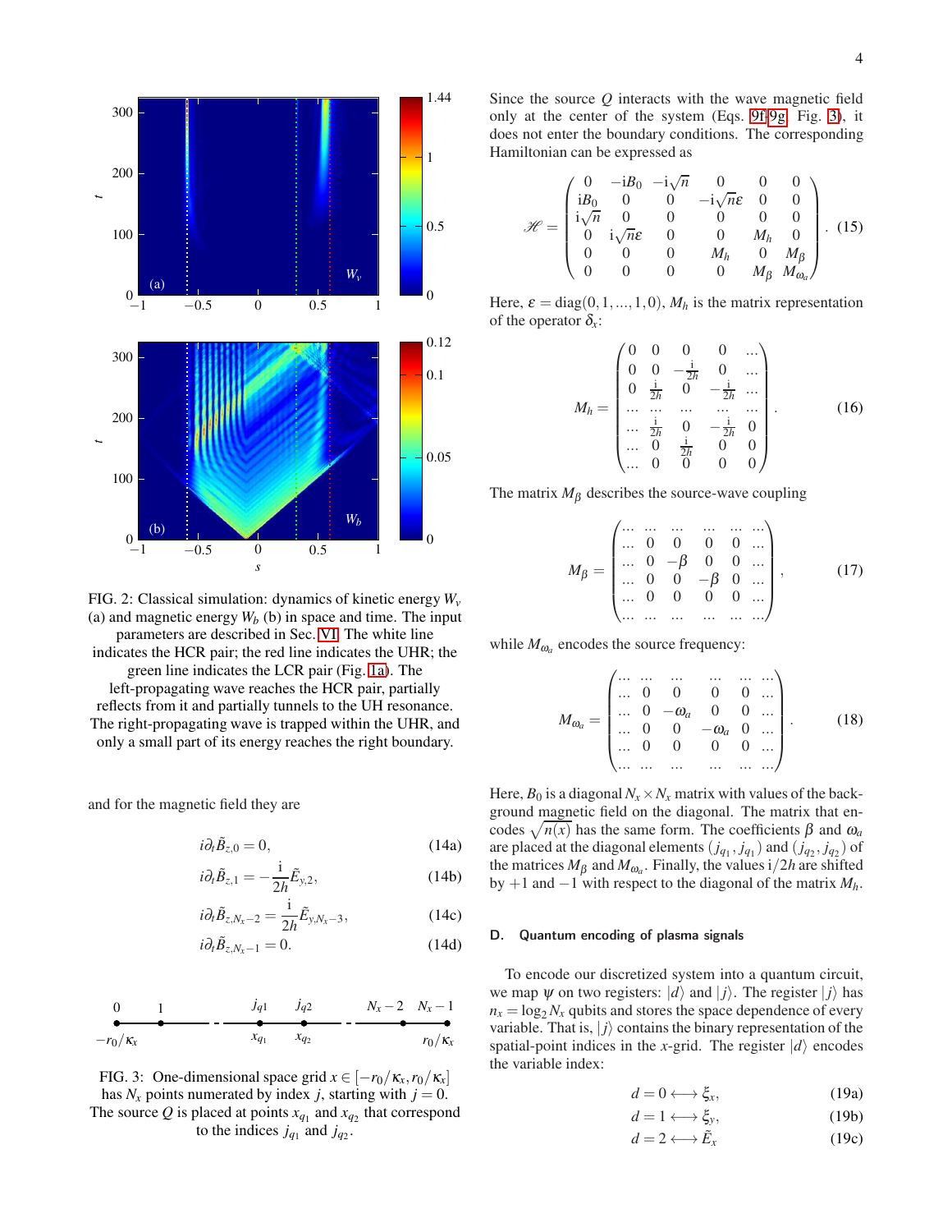FIG. 2: Classical simulation: dynamics of kinetic energy $W_v$ (a) and magnetic energy $W_b$ (b) in space and time. The input parameters are described in Sec. VI. The white line indicates the HCR pair; the red line indicates the UHR; the green line indicates the LCR pair (Fig. 1a). The left-propagating wave reaches the HCR pair, partially reflects from it and partially tunnels to the UH resonance. The right-propagating wave is trapped within the UHR, and only a small part of its energy reaches the right boundary.

and for the magnetic field they are

$$i\partial_t \tilde{B}_{z,0} = 0, \tag{14a}$$

$$i\partial_t \tilde{B}_{z,1} = -\frac{\mathrm{i}}{2h}\tilde{E}_{y,2}, \tag{14b}$$

$$i\partial_t \tilde{B}_{z,N_x-2} = \frac{\mathrm{i}}{2h}\tilde{E}_{y,N_x-3}, \tag{14c}$$

$$i\partial_t \tilde{B}_{z,N_x-1} = 0. \tag{14d}$$

FIG. 3: One-dimensional space grid $x \in [-r_0/\kappa_x, r_0/\kappa_x]$ has $N_x$ points numerated by index $j$, starting with $j = 0$. The source $Q$ is placed at points $x_{q_1}$ and $x_{q_2}$ that correspond to the indices $j_{q_1}$ and $j_{q_2}$.

Since the source $Q$ interacts with the wave magnetic field only at the center of the system (Eqs. 9f-9g, Fig. 3), it does not enter the boundary conditions. The corresponding Hamiltonian can be expressed as

$$\mathscr{H} = \begin{pmatrix} 0 & -\mathrm{i}B_0 & -\mathrm{i}\sqrt{n} & 0 & 0 & 0 \\ \mathrm{i}B_0 & 0 & 0 & -\mathrm{i}\sqrt{n}\varepsilon & 0 & 0 \\ \mathrm{i}\sqrt{n} & 0 & 0 & 0 & 0 & 0 \\ 0 & \mathrm{i}\sqrt{n}\varepsilon & 0 & 0 & M_h & 0 \\ 0 & 0 & 0 & M_h & 0 & M_\beta \\ 0 & 0 & 0 & 0 & M_\beta & M_{\omega_a} \end{pmatrix}. \tag{15}$$

Here, $\varepsilon = \mathrm{diag}(0, 1, ..., 1, 0)$, $M_h$ is the matrix representation of the operator $\delta_x$:

$$M_h = \begin{pmatrix} 0 & 0 & 0 & 0 & \dots \\ 0 & 0 & -\frac{\mathrm{i}}{2h} & 0 & \dots \\ 0 & \frac{\mathrm{i}}{2h} & 0 & -\frac{\mathrm{i}}{2h} & \dots \\ \dots & \dots & \dots & \dots & \dots \\ \dots & \frac{\mathrm{i}}{2h} & 0 & -\frac{\mathrm{i}}{2h} & 0 \\ \dots & 0 & \frac{\mathrm{i}}{2h} & 0 & 0 \\ \dots & 0 & 0 & 0 & 0 \end{pmatrix}. \tag{16}$$

The matrix $M_\beta$ describes the source-wave coupling

$$M_\beta = \begin{pmatrix} \dots & \dots & \dots & \dots & \dots & \dots \\ \dots & 0 & 0 & 0 & 0 & \dots \\ \dots & 0 & -\beta & 0 & 0 & \dots \\ \dots & 0 & 0 & -\beta & 0 & \dots \\ \dots & 0 & 0 & 0 & 0 & \dots \\ \dots & \dots & \dots & \dots & \dots & \dots \end{pmatrix}, \tag{17}$$

while $M_{\omega_a}$ encodes the source frequency:

$$M_{\omega_a} = \begin{pmatrix} \dots & \dots & \dots & \dots & \dots & \dots \\ \dots & 0 & 0 & 0 & 0 & \dots \\ \dots & 0 & -\omega_a & 0 & 0 & \dots \\ \dots & 0 & 0 & -\omega_a & 0 & \dots \\ \dots & 0 & 0 & 0 & 0 & \dots \\ \dots & \dots & \dots & \dots & \dots & \dots \end{pmatrix}. \tag{18}$$

Here, $B_0$ is a diagonal $N_x \times N_x$ matrix with values of the background magnetic field on the diagonal. The matrix that encodes $\sqrt{n(x)}$ has the same form. The coefficients $\beta$ and $\omega_a$ are placed at the diagonal elements $(j_{q_1}, j_{q_1})$ and $(j_{q_2}, j_{q_2})$ of the matrices $M_\beta$ and $M_{\omega_a}$. Finally, the values $\mathrm{i}/2h$ are shifted by $+1$ and $-1$ with respect to the diagonal of the matrix $M_h$.

### D. Quantum encoding of plasma signals

To encode our discretized system into a quantum circuit, we map $\psi$ on two registers: $|d\rangle$ and $|j\rangle$. The register $|j\rangle$ has $n_x = \log_2 N_x$ qubits and stores the space dependence of every variable. That is, $|j\rangle$ contains the binary representation of the spatial-point indices in the $x$-grid. The register $|d\rangle$ encodes the variable index:

$$d = 0 \longleftrightarrow \xi_x, \tag{19a}$$

$$d = 1 \longleftrightarrow \xi_y, \tag{19b}$$

$$d = 2 \longleftrightarrow \tilde{E}_x \tag{19c}$$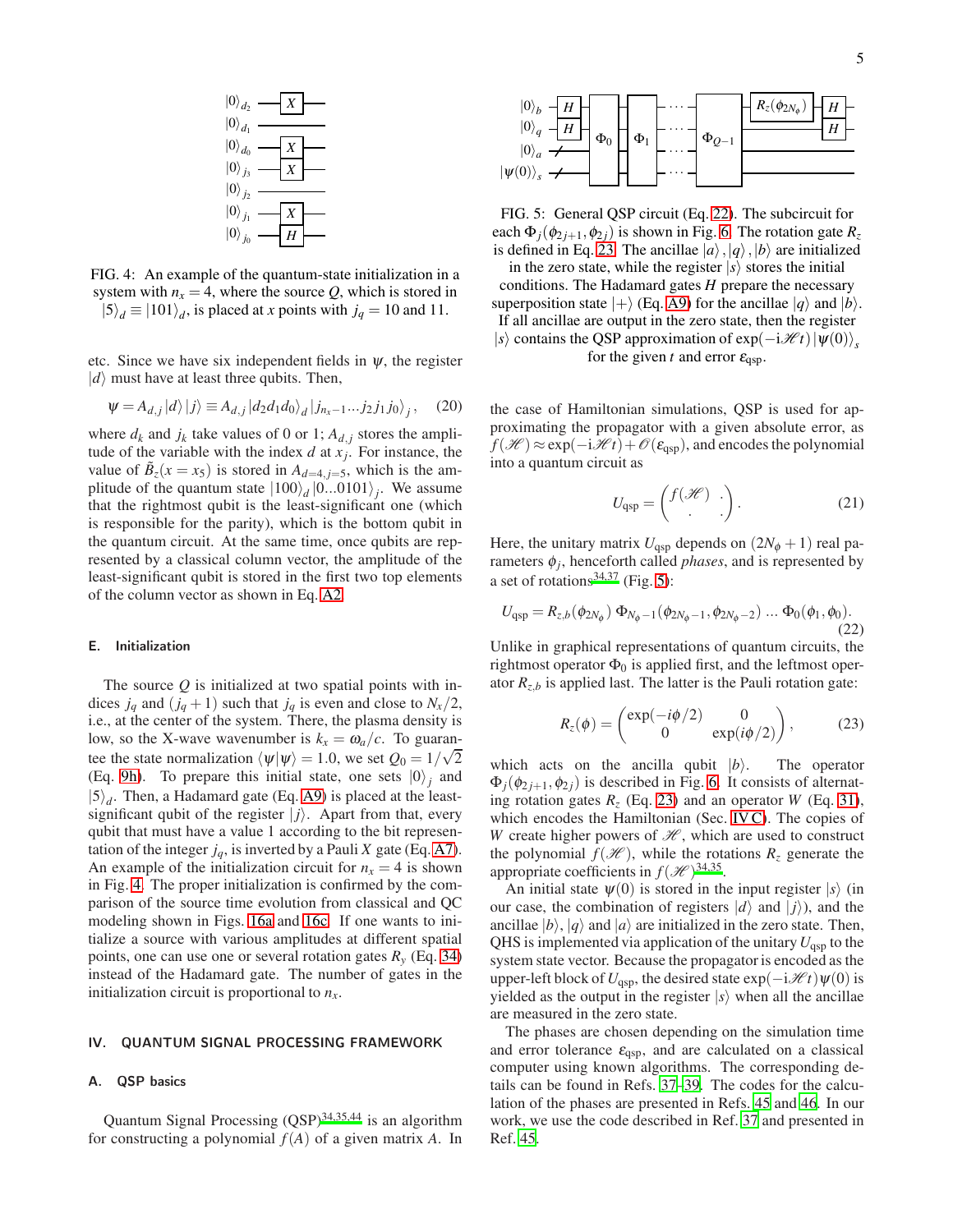FIG. 4: An example of the quantum-state initialization in a system with $n_x = 4$, where the source $Q$, which is stored in $|5\rangle_d \equiv |101\rangle_d$, is placed at $x$ points with $j_q = 10$ and 11.

etc. Since we have six independent fields in $\psi$, the register $|d\rangle$ must have at least three qubits. Then,

$$\psi = A_{d,j}\,|d\rangle\,|j\rangle \equiv A_{d,j}\,|d_2 d_1 d_0\rangle_d\,|j_{n_x-1}...j_2 j_1 j_0\rangle_j\,, \tag{20}$$

where $d_k$ and $j_k$ take values of 0 or 1; $A_{d,j}$ stores the amplitude of the variable with the index $d$ at $x_j$. For instance, the value of $\tilde{B}_z(x = x_5)$ is stored in $A_{d=4,j=5}$, which is the amplitude of the quantum state $|100\rangle_d\,|0...0101\rangle_j$. We assume that the rightmost qubit is the least-significant one (which is responsible for the parity), which is the bottom qubit in the quantum circuit. At the same time, once qubits are represented by a classical column vector, the amplitude of the least-significant qubit is stored in the first two top elements of the column vector as shown in Eq. A2.

### E. Initialization

The source $Q$ is initialized at two spatial points with indices $j_q$ and $(j_q + 1)$ such that $j_q$ is even and close to $N_x/2$, i.e., at the center of the system. There, the plasma density is low, so the X-wave wavenumber is $k_x = \omega_a/c$. To guarantee the state normalization $\langle\psi|\psi\rangle = 1.0$, we set $Q_0 = 1/\sqrt{2}$ (Eq. 9h). To prepare this initial state, one sets $|0\rangle_j$ and $|5\rangle_d$. Then, a Hadamard gate (Eq. A9) is placed at the least-significant qubit of the register $|j\rangle$. Apart from that, every qubit that must have a value 1 according to the bit representation of the integer $j_q$, is inverted by a Pauli $X$ gate (Eq. A7). An example of the initialization circuit for $n_x = 4$ is shown in Fig. 4. The proper initialization is confirmed by the comparison of the source time evolution from classical and QC modeling shown in Figs. 16a and 16c. If one wants to initialize a source with various amplitudes at different spatial points, one can use one or several rotation gates $R_y$ (Eq. 34) instead of the Hadamard gate. The number of gates in the initialization circuit is proportional to $n_x$.

## IV. QUANTUM SIGNAL PROCESSING FRAMEWORK

### A. QSP basics

Quantum Signal Processing (QSP)[34,35,44] is an algorithm for constructing a polynomial $f(A)$ of a given matrix $A$. In the case of Hamiltonian simulations, QSP is used for approximating the propagator with a given absolute error, as $f(\mathscr{H}) \approx \exp(-\mathrm{i}\mathscr{H}t) + \mathscr{O}(\varepsilon_{\text{qsp}})$, and encodes the polynomial into a quantum circuit as

$$U_{\text{qsp}} = \begin{pmatrix} f(\mathscr{H}) & \cdot \\ \cdot & \cdot \end{pmatrix}. \tag{21}$$

Here, the unitary matrix $U_{\text{qsp}}$ depends on $(2N_\phi + 1)$ real parameters $\phi_j$, henceforth called *phases*, and is represented by a set of rotations[34,37] (Fig. 5):

$$U_{\text{qsp}} = R_{z,b}(\phi_{2N_\phi})\;\Phi_{N_\phi-1}(\phi_{2N_\phi-1}, \phi_{2N_\phi-2})\;...\;\Phi_0(\phi_1, \phi_0). \tag{22}$$

FIG. 5: General QSP circuit (Eq. 22). The subcircuit for each $\Phi_j(\phi_{2j+1}, \phi_{2j})$ is shown in Fig. 6. The rotation gate $R_z$ is defined in Eq. 23. The ancillae $|a\rangle, |q\rangle, |b\rangle$ are initialized in the zero state, while the register $|s\rangle$ stores the initial conditions. The Hadamard gates $H$ prepare the necessary superposition state $|+\rangle$ (Eq. A9) for the ancillae $|q\rangle$ and $|b\rangle$. If all ancillae are output in the zero state, then the register $|s\rangle$ contains the QSP approximation of $\exp(-\mathrm{i}\mathscr{H}t)\,|\psi(0)\rangle_s$ for the given $t$ and error $\varepsilon_{\text{qsp}}$.

Unlike in graphical representations of quantum circuits, the rightmost operator $\Phi_0$ is applied first, and the leftmost operator $R_{z,b}$ is applied last. The latter is the Pauli rotation gate:

$$R_z(\phi) = \begin{pmatrix} \exp(-i\phi/2) & 0 \\ 0 & \exp(i\phi/2) \end{pmatrix}, \tag{23}$$

which acts on the ancilla qubit $|b\rangle$. The operator $\Phi_j(\phi_{2j+1}, \phi_{2j})$ is described in Fig. 6. It consists of alternating rotation gates $R_z$ (Eq. 23) and an operator $W$ (Eq. 31), which encodes the Hamiltonian (Sec. IV C). The copies of $W$ create higher powers of $\mathscr{H}$, which are used to construct the polynomial $f(\mathscr{H})$, while the rotations $R_z$ generate the appropriate coefficients in $f(\mathscr{H})$[34,35].

An initial state $\psi(0)$ is stored in the input register $|s\rangle$ (in our case, the combination of registers $|d\rangle$ and $|j\rangle$), and the ancillae $|b\rangle$, $|q\rangle$ and $|a\rangle$ are initialized in the zero state. Then, QHS is implemented via application of the unitary $U_{\text{qsp}}$ to the system state vector. Because the propagator is encoded as the upper-left block of $U_{\text{qsp}}$, the desired state $\exp(-\mathrm{i}\mathscr{H}t)\psi(0)$ is yielded as the output in the register $|s\rangle$ when all the ancillae are measured in the zero state.

The phases are chosen depending on the simulation time and error tolerance $\varepsilon_{\text{qsp}}$, and are calculated on a classical computer using known algorithms. The corresponding details can be found in Refs. 37–39. The codes for the calculation of the phases are presented in Refs. 45 and 46. In our work, we use the code described in Ref. 37 and presented in Ref. 45.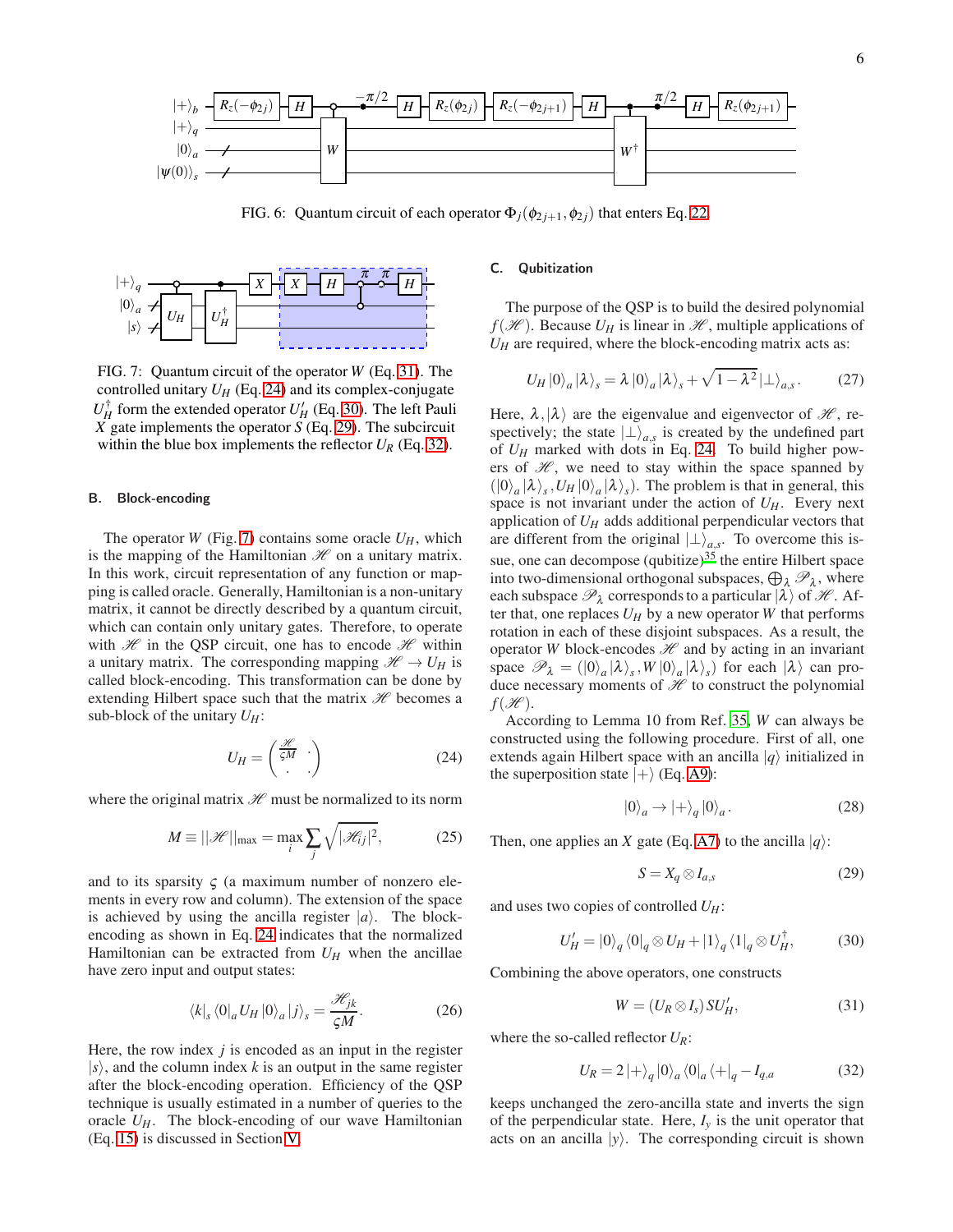FIG. 6: Quantum circuit of each operator $\Phi_j(\phi_{2j+1}, \phi_{2j})$ that enters Eq. 22.

FIG. 7: Quantum circuit of the operator $W$ (Eq. 31). The controlled unitary $U_H$ (Eq. 24) and its complex-conjugate $U_H^\dagger$ form the extended operator $U_H'$ (Eq. 30). The left Pauli $X$ gate implements the operator $S$ (Eq. 29). The subcircuit within the blue box implements the reflector $U_R$ (Eq. 32).

### B. Block-encoding

The operator $W$ (Fig. 7) contains some oracle $U_H$, which is the mapping of the Hamiltonian $\mathscr{H}$ on a unitary matrix. In this work, circuit representation of any function or mapping is called oracle. Generally, Hamiltonian is a non-unitary matrix, it cannot be directly described by a quantum circuit, which can contain only unitary gates. Therefore, to operate with $\mathscr{H}$ in the QSP circuit, one has to encode $\mathscr{H}$ within a unitary matrix. The corresponding mapping $\mathscr{H} \rightarrow U_H$ is called block-encoding. This transformation can be done by extending Hilbert space such that the matrix $\mathscr{H}$ becomes a sub-block of the unitary $U_H$:

$$U_H = \begin{pmatrix} \frac{\mathscr{H}}{\varsigma M} & \cdot \\ \cdot & \cdot \end{pmatrix} \tag{24}$$

where the original matrix $\mathscr{H}$ must be normalized to its norm

$$M \equiv ||\mathscr{H}||_{\max} = \max_i \sum_j \sqrt{|\mathscr{H}_{ij}|^2}, \tag{25}$$

and to its sparsity $\varsigma$ (a maximum number of nonzero elements in every row and column). The extension of the space is achieved by using the ancilla register $|a\rangle$. The block-encoding as shown in Eq. 24 indicates that the normalized Hamiltonian can be extracted from $U_H$ when the ancillae have zero input and output states:

$$\langle k|_s \langle 0|_a U_H |0\rangle_a |j\rangle_s = \frac{\mathscr{H}_{jk}}{\varsigma M}. \tag{26}$$

Here, the row index $j$ is encoded as an input in the register $|s\rangle$, and the column index $k$ is an output in the same register after the block-encoding operation. Efficiency of the QSP technique is usually estimated in a number of queries to the oracle $U_H$. The block-encoding of our wave Hamiltonian (Eq. 15) is discussed in Section V.

### C. Qubitization

The purpose of the QSP is to build the desired polynomial $f(\mathscr{H})$. Because $U_H$ is linear in $\mathscr{H}$, multiple applications of $U_H$ are required, where the block-encoding matrix acts as:

$$U_H |0\rangle_a |\lambda\rangle_s = \lambda |0\rangle_a |\lambda\rangle_s + \sqrt{1-\lambda^2} |\perp\rangle_{a,s}. \tag{27}$$

Here, $\lambda, |\lambda\rangle$ are the eigenvalue and eigenvector of $\mathscr{H}$, respectively; the state $|\perp\rangle_{a,s}$ is created by the undefined part of $U_H$ marked with dots in Eq. 24. To build higher powers of $\mathscr{H}$, we need to stay within the space spanned by $(|0\rangle_a |\lambda\rangle_s, U_H |0\rangle_a |\lambda\rangle_s)$. The problem is that in general, this space is not invariant under the action of $U_H$. Every next application of $U_H$ adds additional perpendicular vectors that are different from the original $|\perp\rangle_{a,s}$. To overcome this issue, one can decompose (qubitize)[35] the entire Hilbert space into two-dimensional orthogonal subspaces, $\bigoplus_\lambda \mathscr{P}_\lambda$, where each subspace $\mathscr{P}_\lambda$ corresponds to a particular $|\lambda\rangle$ of $\mathscr{H}$. After that, one replaces $U_H$ by a new operator $W$ that performs rotation in each of these disjoint subspaces. As a result, the operator $W$ block-encodes $\mathscr{H}$ and by acting in an invariant space $\mathscr{P}_\lambda = (|0\rangle_a |\lambda\rangle_s, W|0\rangle_a |\lambda\rangle_s)$ for each $|\lambda\rangle$ can produce necessary moments of $\mathscr{H}$ to construct the polynomial $f(\mathscr{H})$.

According to Lemma 10 from Ref. 35, $W$ can always be constructed using the following procedure. First of all, one extends again Hilbert space with an ancilla $|q\rangle$ initialized in the superposition state $|+\rangle$ (Eq. A9):

$$|0\rangle_a \rightarrow |+\rangle_q |0\rangle_a. \tag{28}$$

Then, one applies an $X$ gate (Eq. A7) to the ancilla $|q\rangle$:

$$S = X_q \otimes I_{a,s} \tag{29}$$

and uses two copies of controlled $U_H$:

$$U_H' = |0\rangle_q \langle 0|_q \otimes U_H + |1\rangle_q \langle 1|_q \otimes U_H^\dagger, \tag{30}$$

Combining the above operators, one constructs

$$W = (U_R \otimes I_s) S U_H', \tag{31}$$

where the so-called reflector $U_R$:

$$U_R = 2|+\rangle_q |0\rangle_a \langle 0|_a \langle +|_q - I_{q,a} \tag{32}$$

keeps unchanged the zero-ancilla state and inverts the sign of the perpendicular state. Here, $I_y$ is the unit operator that acts on an ancilla $|y\rangle$. The corresponding circuit is shown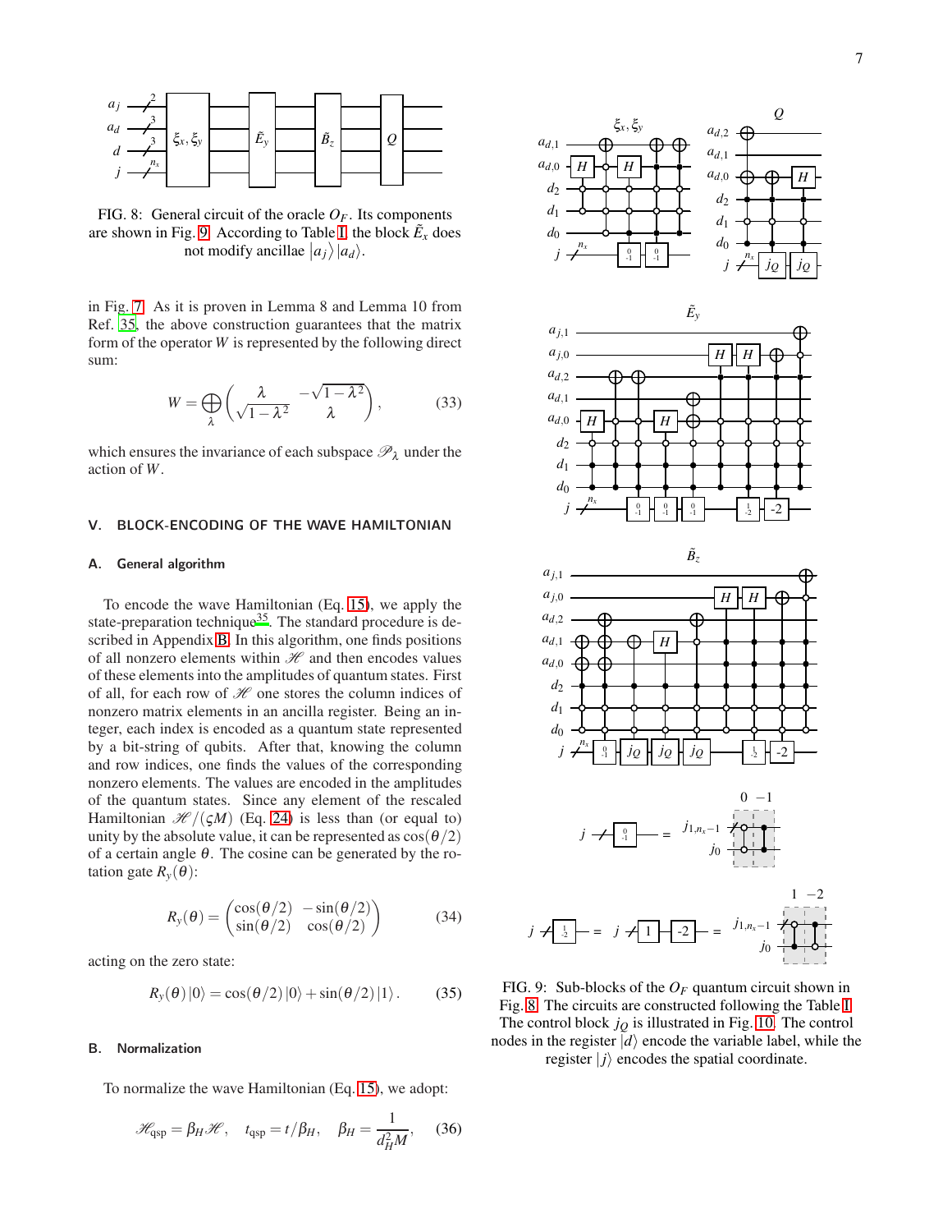FIG. 8: General circuit of the oracle $O_F$. Its components are shown in Fig. 9. According to Table I, the block $\tilde{E}_x$ does not modify ancillae $|a_j\rangle\,|a_d\rangle$.

in Fig. 7. As it is proven in Lemma 8 and Lemma 10 from Ref. 35, the above construction guarantees that the matrix form of the operator $W$ is represented by the following direct sum:

$$W = \bigoplus_{\lambda} \begin{pmatrix} \lambda & -\sqrt{1-\lambda^2} \\ \sqrt{1-\lambda^2} & \lambda \end{pmatrix}, \tag{33}$$

which ensures the invariance of each subspace $\mathscr{P}_\lambda$ under the action of $W$.

## V. BLOCK-ENCODING OF THE WAVE HAMILTONIAN

### A. General algorithm

To encode the wave Hamiltonian (Eq. 15), we apply the state-preparation technique[35]. The standard procedure is described in Appendix B. In this algorithm, one finds positions of all nonzero elements within $\mathscr{H}$ and then encodes values of these elements into the amplitudes of quantum states. First of all, for each row of $\mathscr{H}$ one stores the column indices of nonzero matrix elements in an ancilla register. Being an integer, each index is encoded as a quantum state represented by a bit-string of qubits. After that, knowing the column and row indices, one finds the values of the corresponding nonzero elements. The values are encoded in the amplitudes of the quantum states. Since any element of the rescaled Hamiltonian $\mathscr{H}/(\varsigma M)$ (Eq. 24) is less than (or equal to) unity by the absolute value, it can be represented as $\cos(\theta/2)$ of a certain angle $\theta$. The cosine can be generated by the rotation gate $R_y(\theta)$:

$$R_y(\theta) = \begin{pmatrix} \cos(\theta/2) & -\sin(\theta/2) \\ \sin(\theta/2) & \cos(\theta/2) \end{pmatrix} \tag{34}$$

acting on the zero state:

$$R_y(\theta)\,|0\rangle = \cos(\theta/2)\,|0\rangle + \sin(\theta/2)\,|1\rangle\,. \tag{35}$$

### B. Normalization

To normalize the wave Hamiltonian (Eq. 15), we adopt:

$$\mathscr{H}_{\rm qsp} = \beta_H \mathscr{H}, \quad t_{\rm qsp} = t/\beta_H, \quad \beta_H = \frac{1}{d_H^2 M}, \tag{36}$$

FIG. 9: Sub-blocks of the $O_F$ quantum circuit shown in Fig. 8. The circuits are constructed following the Table I. The control block $j_Q$ is illustrated in Fig. 10. The control nodes in the register $|d\rangle$ encode the variable label, while the register $|j\rangle$ encodes the spatial coordinate.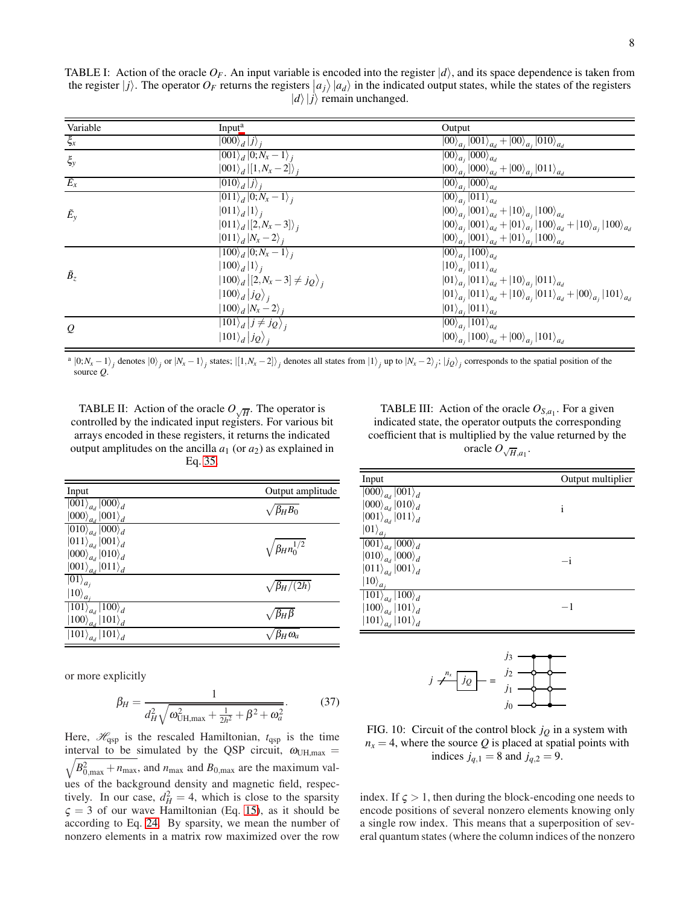TABLE I: Action of the oracle $O_F$. An input variable is encoded into the register $|d\rangle$, and its space dependence is taken from the register $|j\rangle$. The operator $O_F$ returns the registers $|a_j\rangle\,|a_d\rangle$ in the indicated output states, while the states of the registers $|d\rangle\,|j\rangle$ remain unchanged.

| Variable | Input[a] | Output |
|---|---|---|
| $\xi_x$ | $\|000\rangle_d\,\|j\rangle_j$ | $\|00\rangle_{a_j}\|001\rangle_{a_d} + \|00\rangle_{a_j}\|010\rangle_{a_d}$ |
| $\xi_y$ | $\|001\rangle_d\,\|0;N_x-1\rangle_j$ | $\|00\rangle_{a_j}\|000\rangle_{a_d}$ |
| | $\|001\rangle_d\,\|[1,N_x-2]\rangle_j$ | $\|00\rangle_{a_j}\|000\rangle_{a_d} + \|00\rangle_{a_j}\|011\rangle_{a_d}$ |
| $\tilde{E}_x$ | $\|010\rangle_d\,\|j\rangle_j$ | $\|00\rangle_{a_j}\|000\rangle_{a_d}$ |
| $\tilde{E}_y$ | $\|011\rangle_d\,\|0;N_x-1\rangle_j$ | $\|00\rangle_{a_j}\|011\rangle_{a_d}$ |
| | $\|011\rangle_d\,\|1\rangle_j$ | $\|00\rangle_{a_j}\|001\rangle_{a_d} + \|10\rangle_{a_j}\|100\rangle_{a_d}$ |
| | $\|011\rangle_d\,\|[2,N_x-3]\rangle_j$ | $\|00\rangle_{a_j}\|001\rangle_{a_d} + \|01\rangle_{a_j}\|100\rangle_{a_d} + \|10\rangle_{a_j}\|100\rangle_{a_d}$ |
| | $\|011\rangle_d\,\|N_x-2\rangle_j$ | $\|00\rangle_{a_j}\|001\rangle_{a_d} + \|01\rangle_{a_j}\|100\rangle_{a_d}$ |
| $\tilde{B}_z$ | $\|100\rangle_d\,\|0;N_x-1\rangle_j$ | $\|00\rangle_{a_j}\|100\rangle_{a_d}$ |
| | $\|100\rangle_d\,\|1\rangle_j$ | $\|10\rangle_{a_j}\|011\rangle_{a_d}$ |
| | $\|100\rangle_d\,\|[2,N_x-3]\neq j_Q\rangle_j$ | $\|01\rangle_{a_j}\|011\rangle_{a_d} + \|10\rangle_{a_j}\|011\rangle_{a_d}$ |
| | $\|100\rangle_d\,\|j_Q\rangle_j$ | $\|01\rangle_{a_j}\|011\rangle_{a_d} + \|10\rangle_{a_j}\|011\rangle_{a_d} + \|00\rangle_{a_j}\|101\rangle_{a_d}$ |
| | $\|100\rangle_d\,\|N_x-2\rangle_j$ | $\|01\rangle_{a_j}\|011\rangle_{a_d}$ |
| $Q$ | $\|101\rangle_d\,\|j\neq j_Q\rangle_j$ | $\|00\rangle_{a_j}\|101\rangle_{a_d}$ |
| | $\|101\rangle_d\,\|j_Q\rangle_j$ | $\|00\rangle_{a_j}\|100\rangle_{a_d} + \|00\rangle_{a_j}\|101\rangle_{a_d}$ |

[a] $|0;N_x-1\rangle_j$ denotes $|0\rangle_j$ or $|N_x-1\rangle_j$ states; $|[1,N_x-2]\rangle_j$ denotes all states from $|1\rangle_j$ up to $|N_x-2\rangle_j$; $|j_Q\rangle_j$ corresponds to the spatial position of the source $Q$.

TABLE II: Action of the oracle $O_{\sqrt{H}}$. The operator is controlled by the indicated input registers. For various bit arrays encoded in these registers, it returns the indicated output amplitudes on the ancilla $a_1$ (or $a_2$) as explained in Eq. 35.

| Input | Output amplitude |
|---|---|
| $\|001\rangle_{a_d}\|000\rangle_d$, $\|000\rangle_{a_d}\|001\rangle_d$ | $\sqrt{\beta_H B_0}$ |
| $\|010\rangle_{a_d}\|000\rangle_d$, $\|011\rangle_{a_d}\|001\rangle_d$, $\|000\rangle_{a_d}\|010\rangle_d$, $\|001\rangle_{a_d}\|011\rangle_d$ | $\sqrt{\beta_H n_0^{1/2}}$ |
| $\|01\rangle_{a_j}$, $\|10\rangle_{a_j}$ | $\sqrt{\beta_H/(2h)}$ |
| $\|101\rangle_{a_d}\|100\rangle_d$, $\|100\rangle_{a_d}\|101\rangle_d$ | $\sqrt{\beta_H\beta}$ |
| $\|101\rangle_{a_d}\|101\rangle_d$ | $\sqrt{\beta_H\omega_a}$ |

TABLE III: Action of the oracle $O_{S,a_1}$. For a given indicated state, the operator outputs the corresponding coefficient that is multiplied by the value returned by the oracle $O_{\sqrt{H},a_1}$.

| Input | Output multiplier |
|---|---|
| $\|000\rangle_{a_d}\|001\rangle_d$, $\|000\rangle_{a_d}\|010\rangle_d$, $\|001\rangle_{a_d}\|011\rangle_d$, $\|01\rangle_{a_j}$ | i |
| $\|001\rangle_{a_d}\|000\rangle_d$, $\|010\rangle_{a_d}\|000\rangle_d$, $\|011\rangle_{a_d}\|001\rangle_d$, $\|10\rangle_{a_j}$ | $-$i |
| $\|101\rangle_{a_d}\|100\rangle_d$, $\|100\rangle_{a_d}\|101\rangle_d$, $\|101\rangle_{a_d}\|101\rangle_d$ | $-1$ |

or more explicitly

$$\beta_H = \frac{1}{d_H^2\sqrt{\omega_{\mathrm{UH,max}}^2 + \frac{1}{2h^2} + \beta^2 + \omega_a^2}}. \tag{37}$$

Here, $\mathscr{H}_{\mathrm{qsp}}$ is the rescaled Hamiltonian, $t_{\mathrm{qsp}}$ is the time interval to be simulated by the QSP circuit, $\omega_{\mathrm{UH,max}} = \sqrt{B_{0,\max}^2 + n_{\max}}$, and $n_{\max}$ and $B_{0,\max}$ are the maximum values of the background density and magnetic field, respectively. In our case, $d_H^2 = 4$, which is close to the sparsity $\varsigma = 3$ of our wave Hamiltonian (Eq. 15), as it should be according to Eq. 24. By sparsity, we mean the number of nonzero elements in a matrix row maximized over the row index. If $\varsigma > 1$, then during the block-encoding one needs to encode positions of several nonzero elements knowing only a single row index. This means that a superposition of several quantum states (where the column indices of the nonzero

FIG. 10: Circuit of the control block $j_Q$ in a system with $n_x = 4$, where the source $Q$ is placed at spatial points with indices $j_{q,1} = 8$ and $j_{q,2} = 9$.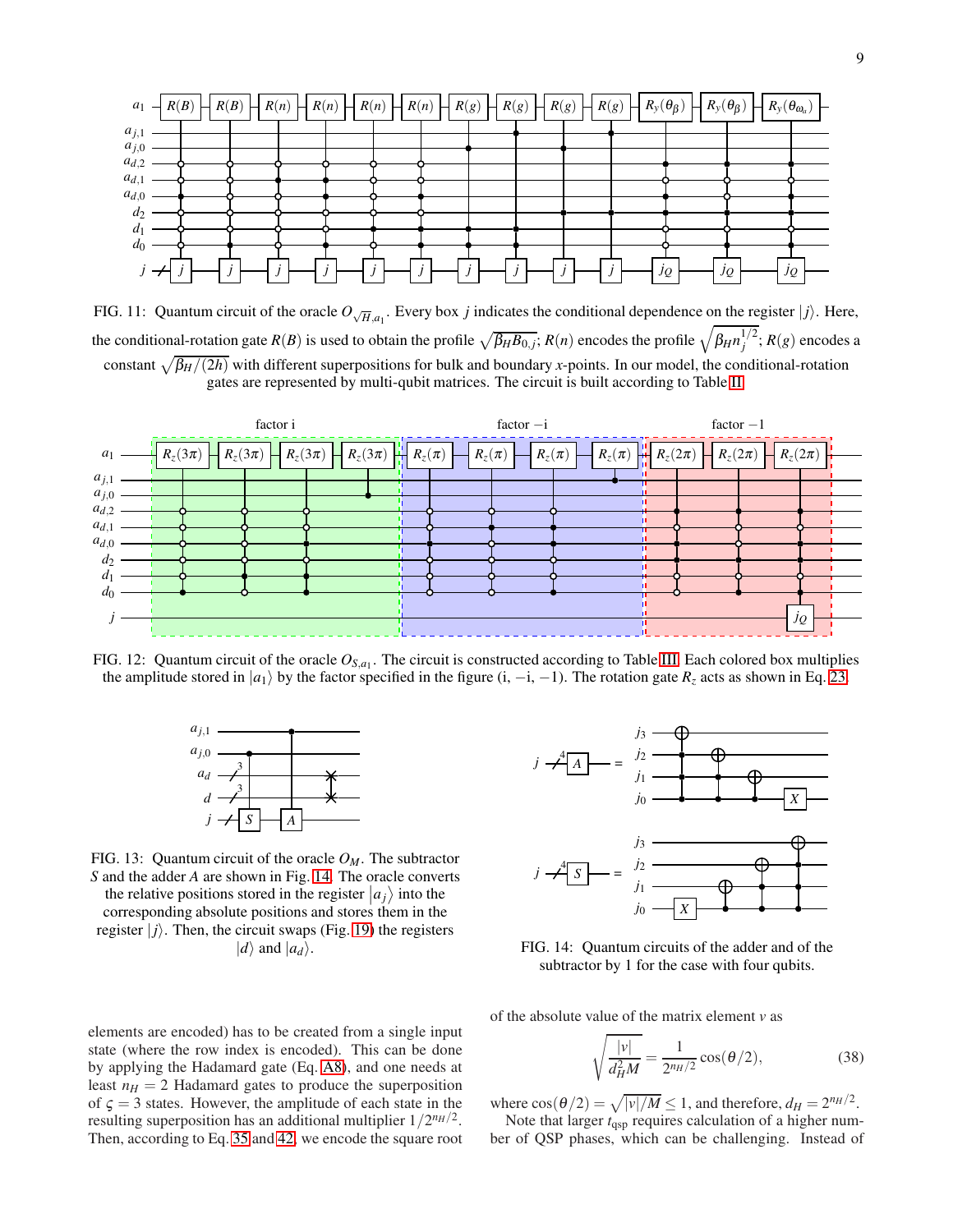FIG. 11: Quantum circuit of the oracle $O_{\sqrt{H},a_1}$. Every box $j$ indicates the conditional dependence on the register $|j\rangle$. Here, the conditional-rotation gate $R(B)$ is used to obtain the profile $\sqrt{\beta_H B_{0,j}}$; $R(n)$ encodes the profile $\sqrt{\beta_H n_j^{1/2}}$; $R(g)$ encodes a constant $\sqrt{\beta_H/(2h)}$ with different superpositions for bulk and boundary $x$-points. In our model, the conditional-rotation gates are represented by multi-qubit matrices. The circuit is built according to Table II.

FIG. 12: Quantum circuit of the oracle $O_{S,a_1}$. The circuit is constructed according to Table III. Each colored box multiplies the amplitude stored in $|a_1\rangle$ by the factor specified in the figure (i, $-$i, $-1$). The rotation gate $R_z$ acts as shown in Eq. 23.

FIG. 13: Quantum circuit of the oracle $O_M$. The subtractor $S$ and the adder $A$ are shown in Fig. 14. The oracle converts the relative positions stored in the register $|a_j\rangle$ into the corresponding absolute positions and stores them in the register $|j\rangle$. Then, the circuit swaps (Fig. 19) the registers $|d\rangle$ and $|a_d\rangle$.

FIG. 14: Quantum circuits of the adder and of the subtractor by 1 for the case with four qubits.

elements are encoded) has to be created from a single input state (where the row index is encoded). This can be done by applying the Hadamard gate (Eq. A8), and one needs at least $n_H = 2$ Hadamard gates to produce the superposition of $\varsigma = 3$ states. However, the amplitude of each state in the resulting superposition has an additional multiplier $1/2^{n_H/2}$. Then, according to Eq. 35 and 42, we encode the square root of the absolute value of the matrix element $v$ as

$$\sqrt{\frac{|v|}{d_H^2 M}} = \frac{1}{2^{n_H/2}}\cos(\theta/2), \tag{38}$$

where $\cos(\theta/2) = \sqrt{|v|/M} \leq 1$, and therefore, $d_H = 2^{n_H/2}$.

Note that larger $t_{\text{qsp}}$ requires calculation of a higher number of QSP phases, which can be challenging. Instead of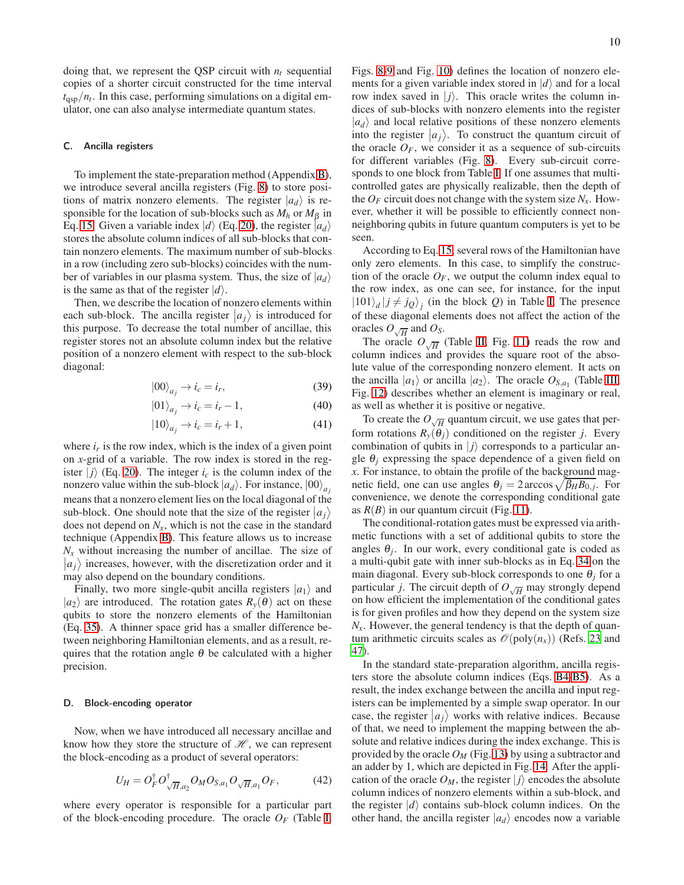doing that, we represent the QSP circuit with $n_t$ sequential copies of a shorter circuit constructed for the time interval $t_{\rm qsp}/n_t$. In this case, performing simulations on a digital emulator, one can also analyse intermediate quantum states.

### C. Ancilla registers

To implement the state-preparation method (Appendix B), we introduce several ancilla registers (Fig. 8) to store positions of matrix nonzero elements. The register $|a_d\rangle$ is responsible for the location of sub-blocks such as $M_h$ or $M_\beta$ in Eq. 15. Given a variable index $|d\rangle$ (Eq. 20), the register $|a_d\rangle$ stores the absolute column indices of all sub-blocks that contain nonzero elements. The maximum number of sub-blocks in a row (including zero sub-blocks) coincides with the number of variables in our plasma system. Thus, the size of $|a_d\rangle$ is the same as that of the register $|d\rangle$.

Then, we describe the location of nonzero elements within each sub-block. The ancilla register $|a_j\rangle$ is introduced for this purpose. To decrease the total number of ancillae, this register stores not an absolute column index but the relative position of a nonzero element with respect to the sub-block diagonal:

$$|00\rangle_{a_j} \rightarrow i_c = i_r, \tag{39}$$

$$|01\rangle_{a_j} \rightarrow i_c = i_r - 1, \tag{40}$$

$$|10\rangle_{a_j} \rightarrow i_c = i_r + 1, \tag{41}$$

where $i_r$ is the row index, which is the index of a given point on $x$-grid of a variable. The row index is stored in the register $|j\rangle$ (Eq. 20). The integer $i_c$ is the column index of the nonzero value within the sub-block $|a_d\rangle$. For instance, $|00\rangle_{a_j}$ means that a nonzero element lies on the local diagonal of the sub-block. One should note that the size of the register $|a_j\rangle$ does not depend on $N_x$, which is not the case in the standard technique (Appendix B). This feature allows us to increase $N_x$ without increasing the number of ancillae. The size of $|a_j\rangle$ increases, however, with the discretization order and it may also depend on the boundary conditions.

Finally, two more single-qubit ancilla registers $|a_1\rangle$ and $|a_2\rangle$ are introduced. The rotation gates $R_y(\theta)$ act on these qubits to store the nonzero elements of the Hamiltonian (Eq. 35). A thinner space grid has a smaller difference between neighboring Hamiltonian elements, and as a result, requires that the rotation angle $\theta$ be calculated with a higher precision.

### D. Block-encoding operator

Now, when we have introduced all necessary ancillae and know how they store the structure of $\mathscr{H}$, we can represent the block-encoding as a product of several operators:

$$U_H = O_F^\dagger O^\dagger_{\sqrt{H},a_2} O_M O_{S,a_1} O_{\sqrt{H},a_1} O_F, \tag{42}$$

where every operator is responsible for a particular part of the block-encoding procedure. The oracle $O_F$ (Table I, Figs. 8, 9 and Fig. 10) defines the location of nonzero elements for a given variable index stored in $|d\rangle$ and for a local row index saved in $|j\rangle$. This oracle writes the column indices of sub-blocks with nonzero elements into the register $|a_d\rangle$ and local relative positions of these nonzero elements into the register $|a_j\rangle$. To construct the quantum circuit of the oracle $O_F$, we consider it as a sequence of sub-circuits for different variables (Fig. 8). Every sub-circuit corresponds to one block from Table I. If one assumes that multi-controlled gates are physically realizable, then the depth of the $O_F$ circuit does not change with the system size $N_x$. However, whether it will be possible to efficiently connect non-neighboring qubits in future quantum computers is yet to be seen.

According to Eq. 15, several rows of the Hamiltonian have only zero elements. In this case, to simplify the construction of the oracle $O_F$, we output the column index equal to the row index, as one can see, for instance, for the input $|101\rangle_d |j \neq j_Q\rangle_j$ (in the block $Q$) in Table I. The presence of these diagonal elements does not affect the action of the oracles $O_{\sqrt{H}}$ and $O_S$.

The oracle $O_{\sqrt{H}}$ (Table II, Fig. 11) reads the row and column indices and provides the square root of the absolute value of the corresponding nonzero element. It acts on the ancilla $|a_1\rangle$ or ancilla $|a_2\rangle$. The oracle $O_{S,a_1}$ (Table III, Fig. 12) describes whether an element is imaginary or real, as well as whether it is positive or negative.

To create the $O_{\sqrt{H}}$ quantum circuit, we use gates that perform rotations $R_y(\theta_j)$ conditioned on the register $j$. Every combination of qubits in $|j\rangle$ corresponds to a particular angle $\theta_j$ expressing the space dependence of a given field on $x$. For instance, to obtain the profile of the background magnetic field, one can use angles $\theta_j = 2\arccos\sqrt{\beta_H B_{0,j}}$. For convenience, we denote the corresponding conditional gate as $R(B)$ in our quantum circuit (Fig. 11).

The conditional-rotation gates must be expressed via arithmetic functions with a set of additional qubits to store the angles $\theta_j$. In our work, every conditional gate is coded as a multi-qubit gate with inner sub-blocks as in Eq. 34 on the main diagonal. Every sub-block corresponds to one $\theta_j$ for a particular $j$. The circuit depth of $O_{\sqrt{H}}$ may strongly depend on how efficient the implementation of the conditional gates is for given profiles and how they depend on the system size $N_x$. However, the general tendency is that the depth of quantum arithmetic circuits scales as $\mathscr{O}(\text{poly}(n_x))$ (Refs. 23 and 47).

In the standard state-preparation algorithm, ancilla registers store the absolute column indices (Eqs. B4-B5). As a result, the index exchange between the ancilla and input registers can be implemented by a simple swap operator. In our case, the register $|a_j\rangle$ works with relative indices. Because of that, we need to implement the mapping between the absolute and relative indices during the index exchange. This is provided by the oracle $O_M$ (Fig. 13) by using a subtractor and an adder by 1, which are depicted in Fig. 14. After the application of the oracle $O_M$, the register $|j\rangle$ encodes the absolute column indices of nonzero elements within a sub-block, and the register $|d\rangle$ contains sub-block column indices. On the other hand, the ancilla register $|a_d\rangle$ encodes now a variable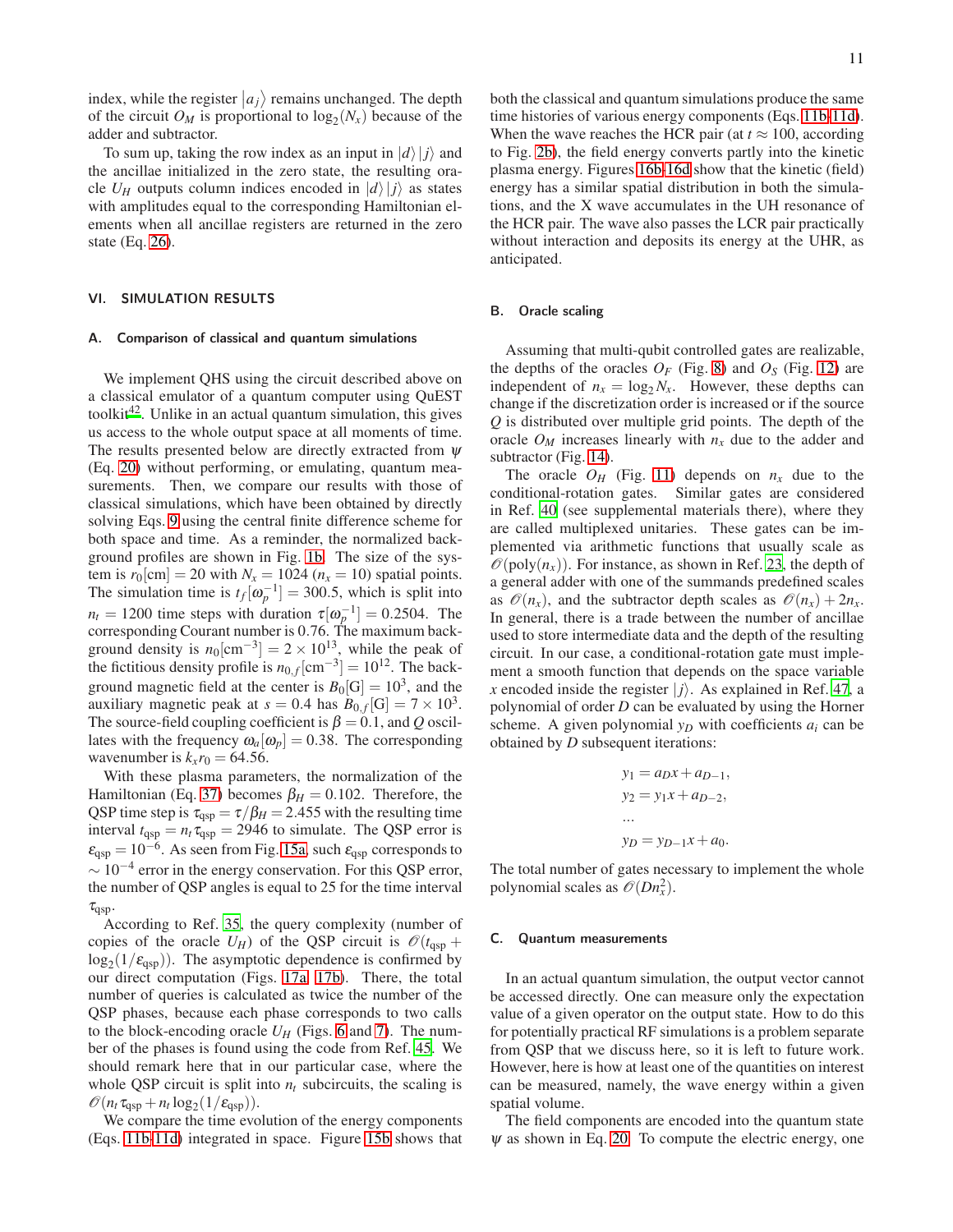index, while the register $|a_j\rangle$ remains unchanged. The depth of the circuit $O_M$ is proportional to $\log_2(N_x)$ because of the adder and subtractor.

To sum up, taking the row index as an input in $|d\rangle|j\rangle$ and the ancillae initialized in the zero state, the resulting oracle $U_H$ outputs column indices encoded in $|d\rangle|j\rangle$ as states with amplitudes equal to the corresponding Hamiltonian elements when all ancillae registers are returned in the zero state (Eq. 26).

## VI. SIMULATION RESULTS

### A. Comparison of classical and quantum simulations

We implement QHS using the circuit described above on a classical emulator of a quantum computer using QuEST toolkit[42]. Unlike in an actual quantum simulation, this gives us access to the whole output space at all moments of time. The results presented below are directly extracted from $\psi$ (Eq. 20) without performing, or emulating, quantum measurements. Then, we compare our results with those of classical simulations, which have been obtained by directly solving Eqs. 9 using the central finite difference scheme for both space and time. As a reminder, the normalized background profiles are shown in Fig. 1b. The size of the system is $r_0[\mathrm{cm}] = 20$ with $N_x = 1024$ ($n_x = 10$) spatial points. The simulation time is $t_f[\omega_p^{-1}] = 300.5$, which is split into $n_t = 1200$ time steps with duration $\tau[\omega_p^{-1}] = 0.2504$. The corresponding Courant number is 0.76. The maximum background density is $n_0[\mathrm{cm}^{-3}] = 2\times 10^{13}$, while the peak of the fictitious density profile is $n_{0,f}[\mathrm{cm}^{-3}] = 10^{12}$. The background magnetic field at the center is $B_0[\mathrm{G}] = 10^3$, and the auxiliary magnetic peak at $s = 0.4$ has $B_{0,f}[\mathrm{G}] = 7\times 10^3$. The source-field coupling coefficient is $\beta = 0.1$, and $Q$ oscillates with the frequency $\omega_a[\omega_p] = 0.38$. The corresponding wavenumber is $k_x r_0 = 64.56$.

With these plasma parameters, the normalization of the Hamiltonian (Eq. 37) becomes $\beta_H = 0.102$. Therefore, the QSP time step is $\tau_{\mathrm{qsp}} = \tau/\beta_H = 2.455$ with the resulting time interval $t_{\mathrm{qsp}} = n_t\tau_{\mathrm{qsp}} = 2946$ to simulate. The QSP error is $\varepsilon_{\mathrm{qsp}} = 10^{-6}$. As seen from Fig. 15a, such $\varepsilon_{\mathrm{qsp}}$ corresponds to $\sim 10^{-4}$ error in the energy conservation. For this QSP error, the number of QSP angles is equal to 25 for the time interval $\tau_{\mathrm{qsp}}$.

According to Ref. 35, the query complexity (number of copies of the oracle $U_H$) of the QSP circuit is $\mathscr{O}(t_{\mathrm{qsp}} + \log_2(1/\varepsilon_{\mathrm{qsp}}))$. The asymptotic dependence is confirmed by our direct computation (Figs. 17a, 17b). There, the total number of queries is calculated as twice the number of the QSP phases, because each phase corresponds to two calls to the block-encoding oracle $U_H$ (Figs. 6 and 7). The number of the phases is found using the code from Ref. 45. We should remark here that in our particular case, where the whole QSP circuit is split into $n_t$ subcircuits, the scaling is $\mathscr{O}(n_t\tau_{\mathrm{qsp}} + n_t\log_2(1/\varepsilon_{\mathrm{qsp}}))$.

We compare the time evolution of the energy components (Eqs. 11b-11d) integrated in space. Figure 15b shows that both the classical and quantum simulations produce the same time histories of various energy components (Eqs. 11b-11d). When the wave reaches the HCR pair (at $t \approx 100$, according to Fig. 2b), the field energy converts partly into the kinetic plasma energy. Figures 16b-16d show that the kinetic (field) energy has a similar spatial distribution in both the simulations, and the X wave accumulates in the UH resonance of the HCR pair. The wave also passes the LCR pair practically without interaction and deposits its energy at the UHR, as anticipated.

### B. Oracle scaling

Assuming that multi-qubit controlled gates are realizable, the depths of the oracles $O_F$ (Fig. 8) and $O_S$ (Fig. 12) are independent of $n_x = \log_2 N_x$. However, these depths can change if the discretization order is increased or if the source $Q$ is distributed over multiple grid points. The depth of the oracle $O_M$ increases linearly with $n_x$ due to the adder and subtractor (Fig. 14).

The oracle $O_H$ (Fig. 11) depends on $n_x$ due to the conditional-rotation gates. Similar gates are considered in Ref. 40 (see supplemental materials there), where they are called multiplexed unitaries. These gates can be implemented via arithmetic functions that usually scale as $\mathscr{O}(\mathrm{poly}(n_x))$. For instance, as shown in Ref. 23, the depth of a general adder with one of the summands predefined scales as $\mathscr{O}(n_x)$, and the subtractor depth scales as $\mathscr{O}(n_x) + 2n_x$. In general, there is a trade between the number of ancillae used to store intermediate data and the depth of the resulting circuit. In our case, a conditional-rotation gate must implement a smooth function that depends on the space variable $x$ encoded inside the register $|j\rangle$. As explained in Ref. 47, a polynomial of order $D$ can be evaluated by using the Horner scheme. A given polynomial $y_D$ with coefficients $a_i$ can be obtained by $D$ subsequent iterations:

$$
\begin{aligned}
y_1 &= a_D x + a_{D-1}, \\
y_2 &= y_1 x + a_{D-2}, \\
&\dots \\
y_D &= y_{D-1} x + a_0.
\end{aligned}
$$

The total number of gates necessary to implement the whole polynomial scales as $\mathscr{O}(Dn_x^2)$.

### C. Quantum measurements

In an actual quantum simulation, the output vector cannot be accessed directly. One can measure only the expectation value of a given operator on the output state. How to do this for potentially practical RF simulations is a problem separate from QSP that we discuss here, so it is left to future work. However, here is how at least one of the quantities on interest can be measured, namely, the wave energy within a given spatial volume.

The field components are encoded into the quantum state $\psi$ as shown in Eq. 20. To compute the electric energy, one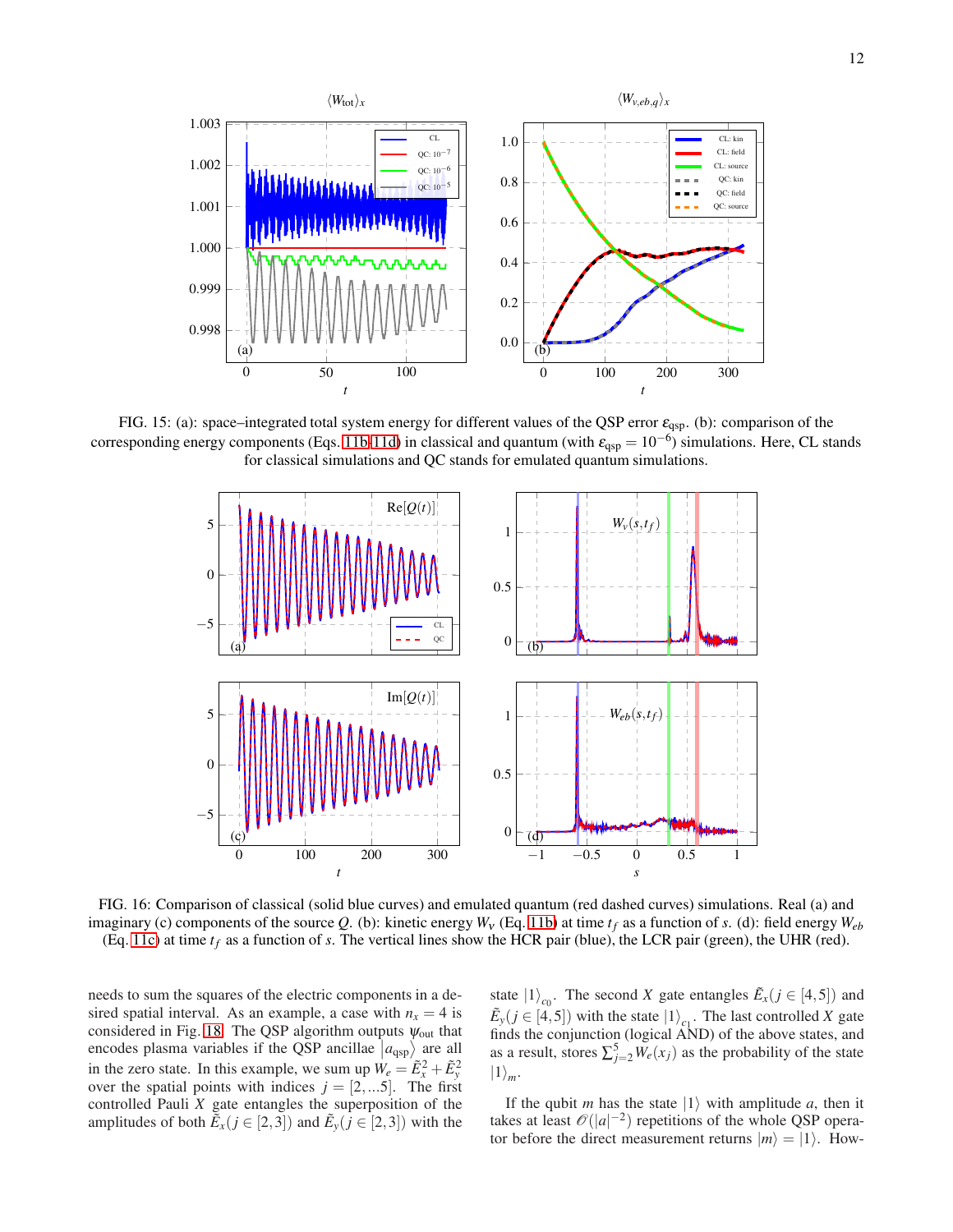FIG. 15: (a): space–integrated total system energy for different values of the QSP error $\varepsilon_{\text{qsp}}$. (b): comparison of the corresponding energy components (Eqs. 11b-11d) in classical and quantum (with $\varepsilon_{\text{qsp}} = 10^{-6}$) simulations. Here, CL stands for classical simulations and QC stands for emulated quantum simulations.

FIG. 16: Comparison of classical (solid blue curves) and emulated quantum (red dashed curves) simulations. Real (a) and imaginary (c) components of the source $Q$. (b): kinetic energy $W_v$ (Eq. 11b) at time $t_f$ as a function of $s$. (d): field energy $W_{eb}$ (Eq. 11c) at time $t_f$ as a function of $s$. The vertical lines show the HCR pair (blue), the LCR pair (green), the UHR (red).

needs to sum the squares of the electric components in a desired spatial interval. As an example, a case with $n_x = 4$ is considered in Fig. 18. The QSP algorithm outputs $\psi_{\text{out}}$ that encodes plasma variables if the QSP ancillae $|a_{\text{qsp}}\rangle$ are all in the zero state. In this example, we sum up $W_e = \tilde{E}_x^2 + \tilde{E}_y^2$ over the spatial points with indices $j = [2,...5]$. The first controlled Pauli $X$ gate entangles the superposition of the amplitudes of both $\tilde{E}_x (j \in [2,3])$ and $\tilde{E}_y (j \in [2,3])$ with the state $|1\rangle_{c_0}$. The second $X$ gate entangles $\tilde{E}_x (j \in [4,5])$ and $\tilde{E}_y (j \in [4,5])$ with the state $|1\rangle_{c_1}$. The last controlled $X$ gate finds the conjunction (logical AND) of the above states, and as a result, stores $\sum_{j=2}^{5} W_e(x_j)$ as the probability of the state $|1\rangle_m$.

If the qubit $m$ has the state $|1\rangle$ with amplitude $a$, then it takes at least $\mathscr{O}(|a|^{-2})$ repetitions of the whole QSP operator before the direct measurement returns $|m\rangle = |1\rangle$. How-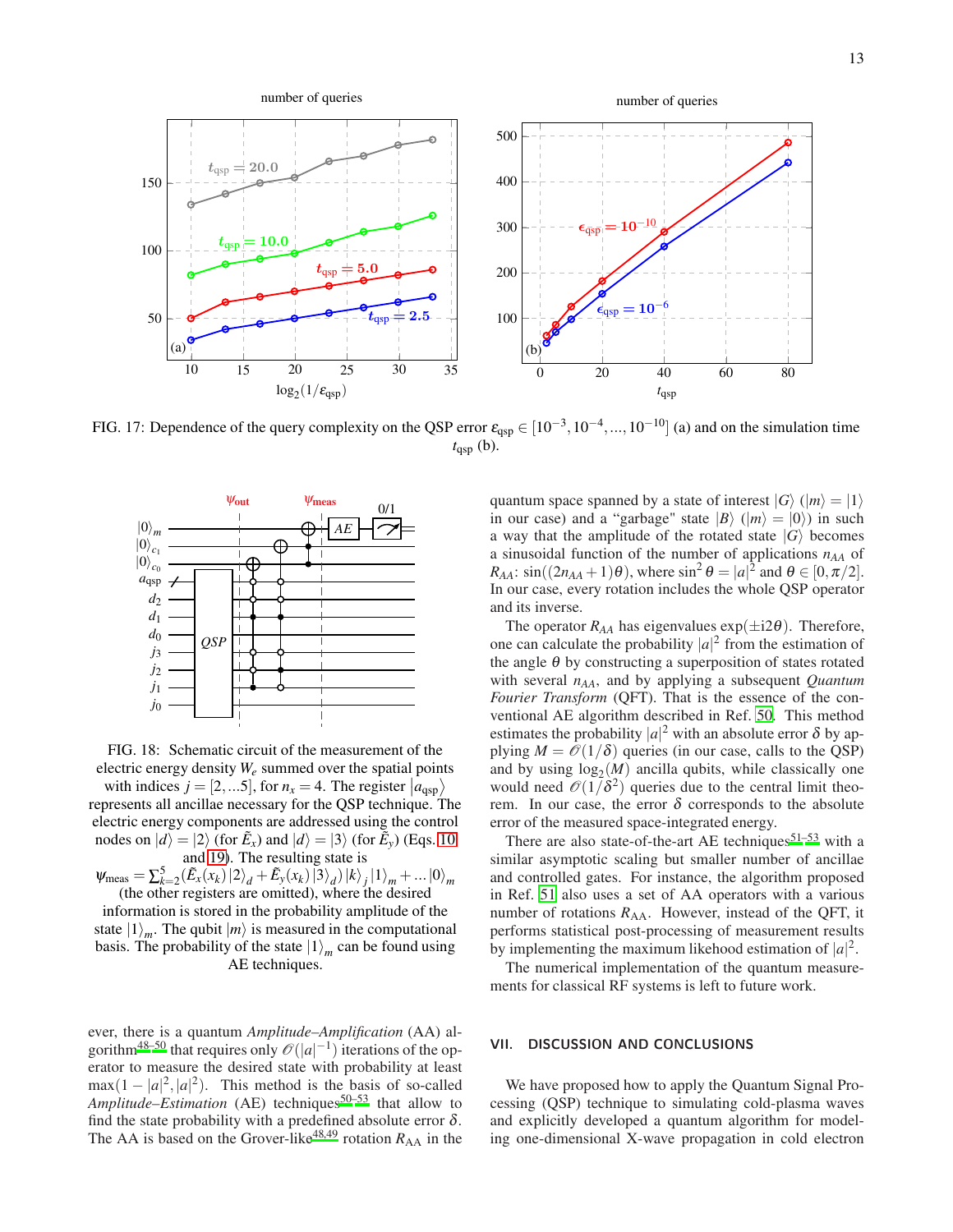FIG. 17: Dependence of the query complexity on the QSP error $\varepsilon_{\text{qsp}} \in [10^{-3}, 10^{-4}, ..., 10^{-10}]$ (a) and on the simulation time $t_{\text{qsp}}$ (b).

FIG. 18: Schematic circuit of the measurement of the electric energy density $W_e$ summed over the spatial points with indices $j = [2, ...5]$, for $n_x = 4$. The register $|a_{\text{qsp}}\rangle$ represents all ancillae necessary for the QSP technique. The electric energy components are addressed using the control nodes on $|d\rangle = |2\rangle$ (for $\tilde{E}_x$) and $|d\rangle = |3\rangle$ (for $\tilde{E}_y$) (Eqs. 10 and 19). The resulting state is $\psi_{\text{meas}} = \sum_{k=2}^{5} (\tilde{E}_x(x_k)\,|2\rangle_d + \tilde{E}_y(x_k)\,|3\rangle_d)\,|k\rangle_j\,|1\rangle_m + ...|0\rangle_m$ (the other registers are omitted), where the desired information is stored in the probability amplitude of the state $|1\rangle_m$. The qubit $|m\rangle$ is measured in the computational basis. The probability of the state $|1\rangle_m$ can be found using AE techniques.

ever, there is a quantum *Amplitude–Amplification* (AA) algorithm[48–50] that requires only $\mathcal{O}(|a|^{-1})$ iterations of the operator to measure the desired state with probability at least $\max(1-|a|^2, |a|^2)$. This method is the basis of so-called *Amplitude–Estimation* (AE) techniques[50–53] that allow to find the state probability with a predefined absolute error $\delta$. The AA is based on the Grover-like[48,49] rotation $R_{\text{AA}}$ in the quantum space spanned by a state of interest $|G\rangle$ ($|m\rangle = |1\rangle$ in our case) and a "garbage" state $|B\rangle$ ($|m\rangle = |0\rangle$) in such a way that the amplitude of the rotated state $|G\rangle$ becomes a sinusoidal function of the number of applications $n_{AA}$ of $R_{AA}$: $\sin((2n_{AA}+1)\theta)$, where $\sin^2\theta = |a|^2$ and $\theta \in [0, \pi/2]$. In our case, every rotation includes the whole QSP operator and its inverse.

The operator $R_{AA}$ has eigenvalues $\exp(\pm i2\theta)$. Therefore, one can calculate the probability $|a|^2$ from the estimation of the angle $\theta$ by constructing a superposition of states rotated with several $n_{AA}$, and by applying a subsequent *Quantum Fourier Transform* (QFT). That is the essence of the conventional AE algorithm described in Ref. 50. This method estimates the probability $|a|^2$ with an absolute error $\delta$ by applying $M = \mathcal{O}(1/\delta)$ queries (in our case, calls to the QSP) and by using $\log_2(M)$ ancilla qubits, while classically one would need $\mathcal{O}(1/\delta^2)$ queries due to the central limit theorem. In our case, the error $\delta$ corresponds to the absolute error of the measured space-integrated energy.

There are also state-of-the-art AE techniques[51–53] with a similar asymptotic scaling but smaller number of ancillae and controlled gates. For instance, the algorithm proposed in Ref. 51 also uses a set of AA operators with a various number of rotations $R_{\text{AA}}$. However, instead of the QFT, it performs statistical post-processing of measurement results by implementing the maximum likehood estimation of $|a|^2$.

The numerical implementation of the quantum measurements for classical RF systems is left to future work.

## VII. DISCUSSION AND CONCLUSIONS

We have proposed how to apply the Quantum Signal Processing (QSP) technique to simulating cold-plasma waves and explicitly developed a quantum algorithm for modeling one-dimensional X-wave propagation in cold electron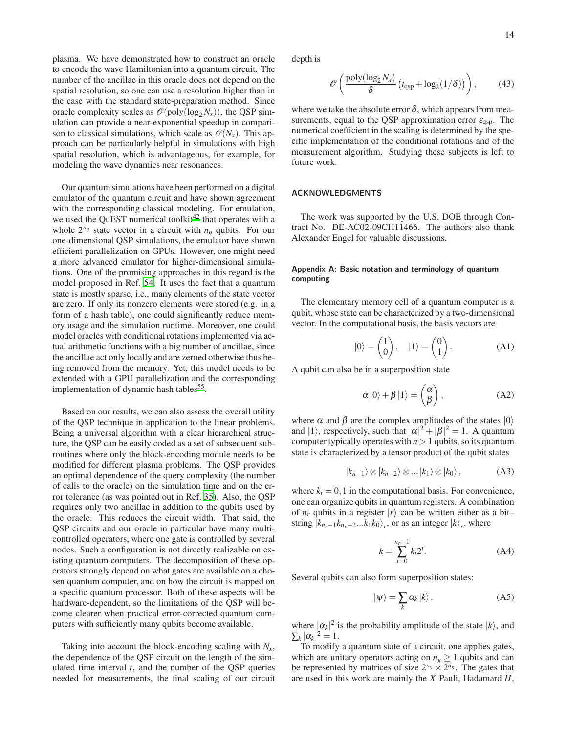plasma. We have demonstrated how to construct an oracle to encode the wave Hamiltonian into a quantum circuit. The number of the ancillae in this oracle does not depend on the spatial resolution, so one can use a resolution higher than in the case with the standard state-preparation method. Since oracle complexity scales as $\mathcal{O}(\mathrm{poly}(\log_2 N_x))$, the QSP simulation can provide a near-exponential speedup in comparison to classical simulations, which scale as $\mathcal{O}(N_x)$. This approach can be particularly helpful in simulations with high spatial resolution, which is advantageous, for example, for modeling the wave dynamics near resonances.

Our quantum simulations have been performed on a digital emulator of the quantum circuit and have shown agreement with the corresponding classical modeling. For emulation, we used the QuEST numerical toolkit[42] that operates with a whole $2^{n_q}$ state vector in a circuit with $n_q$ qubits. For our one-dimensional QSP simulations, the emulator have shown efficient parallelization on GPUs. However, one might need a more advanced emulator for higher-dimensional simulations. One of the promising approaches in this regard is the model proposed in Ref. 54. It uses the fact that a quantum state is mostly sparse, i.e., many elements of the state vector are zero. If only its nonzero elements were stored (e.g. in a form of a hash table), one could significantly reduce memory usage and the simulation runtime. Moreover, one could model oracles with conditional rotations implemented via actual arithmetic functions with a big number of ancillae, since the ancillae act only locally and are zeroed otherwise thus being removed from the memory. Yet, this model needs to be extended with a GPU parallelization and the corresponding implementation of dynamic hash tables[55].

Based on our results, we can also assess the overall utility of the QSP technique in application to the linear problems. Being a universal algorithm with a clear hierarchical structure, the QSP can be easily coded as a set of subsequent subroutines where only the block-encoding module needs to be modified for different plasma problems. The QSP provides an optimal dependence of the query complexity (the number of calls to the oracle) on the simulation time and on the error tolerance (as was pointed out in Ref. 35). Also, the QSP requires only two ancillae in addition to the qubits used by the oracle. This reduces the circuit width. That said, the QSP circuits and our oracle in particular have many multi-controlled operators, where one gate is controlled by several nodes. Such a configuration is not directly realizable on existing quantum computers. The decomposition of these operators strongly depend on what gates are available on a chosen quantum computer, and on how the circuit is mapped on a specific quantum processor. Both of these aspects will be hardware-dependent, so the limitations of the QSP will become clearer when practical error-corrected quantum computers with sufficiently many qubits become available.

Taking into account the block-encoding scaling with $N_x$, the dependence of the QSP circuit on the length of the simulated time interval $t$, and the number of the QSP queries needed for measurements, the final scaling of our circuit depth is

$$\mathcal{O}\left(\frac{\mathrm{poly}(\log_2 N_x)}{\delta}\left(t_{\mathrm{qsp}} + \log_2(1/\delta)\right)\right), \tag{43}$$

where we take the absolute error $\delta$, which appears from measurements, equal to the QSP approximation error $\varepsilon_{\mathrm{qsp}}$. The numerical coefficient in the scaling is determined by the specific implementation of the conditional rotations and of the measurement algorithm. Studying these subjects is left to future work.

## ACKNOWLEDGMENTS

The work was supported by the U.S. DOE through Contract No. DE-AC02-09CH11466. The authors also thank Alexander Engel for valuable discussions.

### Appendix A: Basic notation and terminology of quantum computing

The elementary memory cell of a quantum computer is a qubit, whose state can be characterized by a two-dimensional vector. In the computational basis, the basis vectors are

$$|0\rangle = \begin{pmatrix} 1 \\ 0 \end{pmatrix}, \quad |1\rangle = \begin{pmatrix} 0 \\ 1 \end{pmatrix}. \tag{A1}$$

A qubit can also be in a superposition state

$$\alpha\,|0\rangle + \beta\,|1\rangle = \begin{pmatrix} \alpha \\ \beta \end{pmatrix}, \tag{A2}$$

where $\alpha$ and $\beta$ are the complex amplitudes of the states $|0\rangle$ and $|1\rangle$, respectively, such that $|\alpha|^2 + |\beta|^2 = 1$. A quantum computer typically operates with $n > 1$ qubits, so its quantum state is characterized by a tensor product of the qubit states

$$|k_{n-1}\rangle \otimes |k_{n-2}\rangle \otimes ... |k_1\rangle \otimes |k_0\rangle, \tag{A3}$$

where $k_i = 0, 1$ in the computational basis. For convenience, one can organize qubits in quantum registers. A combination of $n_r$ qubits in a register $|r\rangle$ can be written either as a bit–string $|k_{n_r-1} k_{n_r-2} ... k_1 k_0\rangle_r$, or as an integer $|k\rangle_r$, where

$$k = \sum_{i=0}^{n_r-1} k_i 2^i. \tag{A4}$$

Several qubits can also form superposition states:

$$|\psi\rangle = \sum_k \alpha_k\,|k\rangle, \tag{A5}$$

where $|\alpha_k|^2$ is the probability amplitude of the state $|k\rangle$, and $\sum_k |\alpha_k|^2 = 1$.

To modify a quantum state of a circuit, one applies gates, which are unitary operators acting on $n_g \geq 1$ qubits and can be represented by matrices of size $2^{n_g} \times 2^{n_g}$. The gates that are used in this work are mainly the $X$ Pauli, Hadamard $H$,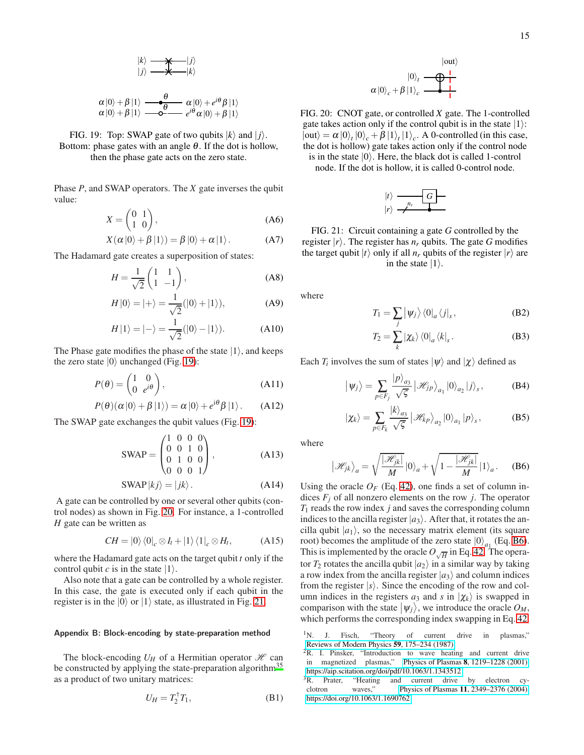FIG. 19: Top: SWAP gate of two qubits $|k\rangle$ and $|j\rangle$. Bottom: phase gates with an angle $\theta$. If the dot is hollow, then the phase gate acts on the zero state.

Phase $P$, and SWAP operators. The $X$ gate inverses the qubit value:

$$X = \begin{pmatrix} 0 & 1 \\ 1 & 0 \end{pmatrix}, \tag{A6}$$

$$X(\alpha|0\rangle + \beta|1\rangle) = \beta|0\rangle + \alpha|1\rangle. \tag{A7}$$

The Hadamard gate creates a superposition of states:

$$H = \frac{1}{\sqrt{2}}\begin{pmatrix} 1 & 1 \\ 1 & -1 \end{pmatrix}, \tag{A8}$$

$$H|0\rangle = |+\rangle = \frac{1}{\sqrt{2}}(|0\rangle + |1\rangle), \tag{A9}$$

$$H|1\rangle = |-\rangle = \frac{1}{\sqrt{2}}(|0\rangle - |1\rangle). \tag{A10}$$

The Phase gate modifies the phase of the state $|1\rangle$, and keeps the zero state $|0\rangle$ unchanged (Fig. 19):

$$P(\theta) = \begin{pmatrix} 1 & 0 \\ 0 & e^{i\theta} \end{pmatrix}, \tag{A11}$$

$$P(\theta)(\alpha|0\rangle + \beta|1\rangle) = \alpha|0\rangle + e^{i\theta}\beta|1\rangle. \tag{A12}$$

The SWAP gate exchanges the qubit values (Fig. 19):

$$\text{SWAP} = \begin{pmatrix} 1 & 0 & 0 & 0 \\ 0 & 0 & 1 & 0 \\ 0 & 1 & 0 & 0 \\ 0 & 0 & 0 & 1 \end{pmatrix}, \tag{A13}$$

$$\text{SWAP}|kj\rangle = |jk\rangle. \tag{A14}$$

A gate can be controlled by one or several other qubits (control nodes) as shown in Fig. 20. For instance, a 1-controlled $H$ gate can be written as

$$CH = |0\rangle\langle 0|_c \otimes I_t + |1\rangle\langle 1|_c \otimes H_t, \tag{A15}$$

where the Hadamard gate acts on the target qubit $t$ only if the control qubit $c$ is in the state $|1\rangle$.

Also note that a gate can be controlled by a whole register. In this case, the gate is executed only if each qubit in the register is in the $|0\rangle$ or $|1\rangle$ state, as illustrated in Fig. 21.

### Appendix B: Block-encoding by state-preparation method

The block-encoding $U_H$ of a Hermitian operator $\mathscr{H}$ can be constructed by applying the state-preparation algorithm[35] as a product of two unitary matrices:

$$U_H = T_2^\dagger T_1, \tag{B1}$$

FIG. 20: CNOT gate, or controlled $X$ gate. The 1-controlled gate takes action only if the control qubit is in the state $|1\rangle$: $|\text{out}\rangle = \alpha|0\rangle_t|0\rangle_c + \beta|1\rangle_t|1\rangle_c$. A 0-controlled (in this case, the dot is hollow) gate takes action only if the control node is in the state $|0\rangle$. Here, the black dot is called 1-control node. If the dot is hollow, it is called 0-control node.

FIG. 21: Circuit containing a gate $G$ controlled by the register $|r\rangle$. The register has $n_r$ qubits. The gate $G$ modifies the target qubit $|t\rangle$ only if all $n_r$ qubits of the register $|r\rangle$ are in the state $|1\rangle$.

where

$$T_1 = \sum_j |\psi_j\rangle\langle 0|_a \langle j|_s, \tag{B2}$$

$$T_2 = \sum_k |\chi_k\rangle\langle 0|_a \langle k|_s. \tag{B3}$$

Each $T_i$ involves the sum of states $|\psi\rangle$ and $|\chi\rangle$ defined as

$$|\psi_j\rangle = \sum_{p\in F_j} \frac{|p\rangle_{a_3}}{\sqrt{\varsigma}} |\mathscr{H}_{jp}\rangle_{a_1} |0\rangle_{a_2} |j\rangle_s, \tag{B4}$$

$$|\chi_k\rangle = \sum_{p\in F_k} \frac{|k\rangle_{a_3}}{\sqrt{\varsigma}} |\mathscr{H}_{kp}\rangle_{a_2} |0\rangle_{a_1} |p\rangle_s, \tag{B5}$$

where

$$|\mathscr{H}_{jk}\rangle_a = \sqrt{\frac{|\mathscr{H}_{jk}|}{M}}|0\rangle_a + \sqrt{1 - \frac{|\mathscr{H}_{jk}|}{M}}|1\rangle_a. \tag{B6}$$

Using the oracle $O_F$ (Eq. 42), one finds a set of column indices $F_j$ of all nonzero elements on the row $j$. The operator $T_1$ reads the row index $j$ and saves the corresponding column indices to the ancilla register $|a_3\rangle$. After that, it rotates the ancilla qubit $|a_1\rangle$, so the necessary matrix element (its square root) becomes the amplitude of the zero state $|0\rangle_{a_1}$ (Eq. B6). This is implemented by the oracle $O_{\sqrt{H}}$ in Eq. 42. The operator $T_2$ rotates the ancilla qubit $|a_2\rangle$ in a similar way by taking a row index from the ancilla register $|a_3\rangle$ and column indices from the register $|s\rangle$. Since the encoding of the row and column indices in the registers $a_3$ and $s$ in $|\chi_k\rangle$ is swapped in comparison with the state $|\psi_j\rangle$, we introduce the oracle $O_M$, which performs the corresponding index swapping in Eq. 42.

[1] N. J. Fisch, "Theory of current drive in plasmas," Reviews of Modern Physics **59**, 175–234 (1987).

[2] R. I. Pinsker, "Introduction to wave heating and current drive in magnetized plasmas," Physics of Plasmas **8**, 1219–1228 (2001), https://aip.scitation.org/doi/pdf/10.1063/1.1343512.

[3] R. Prater, "Heating and current drive by electron cyclotron waves," Physics of Plasmas **11**, 2349–2376 (2004), https://doi.org/10.1063/1.1690762.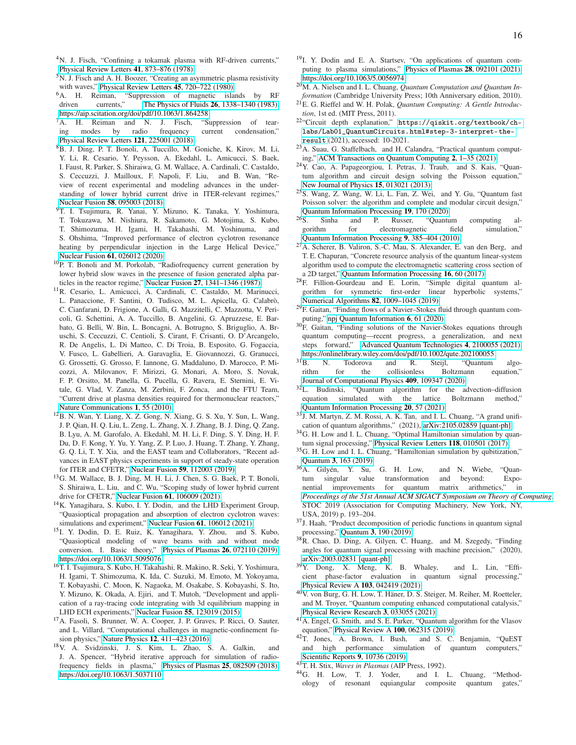[4] N. J. Fisch, "Confining a tokamak plasma with RF-driven currents," Physical Review Letters **41**, 873–876 (1978).

[5] N. J. Fisch and A. H. Boozer, "Creating an asymmetric plasma resistivity with waves," Physical Review Letters **45**, 720–722 (1980).

[6] A. H. Reiman, "Suppression of magnetic islands by RF driven currents," The Physics of Fluids **26**, 1338–1340 (1983), https://aip.scitation.org/doi/pdf/10.1063/1.864258.

[7] A. H. Reiman and N. J. Fisch, "Suppression of tearing modes by radio frequency current condensation," Physical Review Letters **121**, 225001 (2018).

[8] B. J. Ding, P. T. Bonoli, A. Tuccillo, M. Goniche, K. Kirov, M. Li, Y. Li, R. Cesario, Y. Peysson, A. Ekedahl, L. Amicucci, S. Baek, I. Faust, R. Parker, S. Shiraiwa, G. M. Wallace, A. Cardinali, C. Castaldo, S. Ceccuzzi, J. Mailloux, F. Napoli, F. Liu, and B. Wan, "Review of recent experimental and modeling advances in the understanding of lower hybrid current drive in ITER-relevant regimes," Nuclear Fusion **58**, 095003 (2018).

[9] T. I. Tsujimura, R. Yanai, Y. Mizuno, K. Tanaka, Y. Yoshimura, T. Tokuzawa, M. Nishiura, R. Sakamoto, G. Motojima, S. Kubo, T. Shimozuma, H. Igami, H. Takahashi, M. Yoshinuma, and S. Ohshima, "Improved performance of electron cyclotron resonance heating by perpendicular injection in the Large Helical Device," Nuclear Fusion **61**, 026012 (2020).

[10] P. T. Bonoli and M. Porkolab, "Radiofrequency current generation by lower hybrid slow waves in the presence of fusion generated alpha particles in the reactor regime," Nuclear Fusion **27**, 1341–1346 (1987).

[11] R. Cesario, L. Amicucci, A. Cardinali, C. Castaldo, M. Marinucci, L. Panaccione, F. Santini, O. Tudisco, M. L. Apicella, G. Calabrò, C. Cianfarani, D. Frigione, A. Galli, G. Mazzitelli, C. Mazzotta, V. Pericoli, G. Schettini, A. A. Tuccillo, B. Angelini, G. Apruzzese, E. Barbato, G. Belli, W. Bin, L. Boncagni, A. Botrugno, S. Briguglio, A. Bruschi, S. Ceccuzzi, C. Centioli, S. Cirant, F. Crisanti, O. D'Arcangelo, R. De Angelis, L. Di Matteo, C. Di Troia, B. Esposito, G. Fogaccia, V. Fusco, L. Gabellieri, A. Garavaglia, E. Giovannozzi, G. Granucci, G. Grossetti, G. Grosso, F. Iannone, G. Maddaluno, D. Marocco, P. Micozzi, A. Milovanov, F. Mirizzi, G. Monari, A. Moro, S. Novak, F. P. Orsitto, M. Panella, G. Pucella, G. Ravera, E. Sternini, E. Vitale, G. Vlad, V. Zanza, M. Zerbini, F. Zonca, and the FTU Team, "Current drive at plasma densities required for thermonuclear reactors," Nature Communications **1**, 55 (2010).

[12] B. N. Wan, Y. Liang, X. Z. Gong, N. Xiang, G. S. Xu, Y. Sun, L. Wang, J. P. Qian, H. Q. Liu, L. Zeng, L. Zhang, X. J. Zhang, B. J. Ding, Q. Zang, B. Lyu, A. M. Garofalo, A. Ekedahl, M. H. Li, F. Ding, S. Y. Ding, H. F. Du, D. F. Kong, Y. Yu, Y. Yang, Z. P. Luo, J. Huang, T. Zhang, Y. Zhang, G. Q. Li, T. Y. Xia, and the EAST team and Collaborators, "Recent advances in EAST physics experiments in support of steady-state operation for ITER and CFETR," Nuclear Fusion **59**, 112003 (2019).

[13] G. M. Wallace, B. J. Ding, M. H. Li, J. Chen, S. G. Baek, P. T. Bonoli, S. Shiraiwa, L. Liu, and C. Wu, "Scoping study of lower hybrid current drive for CFETR," Nuclear Fusion **61**, 106009 (2021).

[14] K. Yanagihara, S. Kubo, I. Y. Dodin, and the LHD Experiment Group, "Quasioptical propagation and absorption of electron cyclotron waves: simulations and experiment," Nuclear Fusion **61**, 106012 (2021).

[15] I. Y. Dodin, D. E. Ruiz, K. Yanagihara, Y. Zhou, and S. Kubo, "Quasioptical modeling of wave beams with and without mode conversion. I. Basic theory," Physics of Plasmas **26**, 072110 (2019), https://doi.org/10.1063/1.5095076.

[16] T. I. Tsujimura, S. Kubo, H. Takahashi, R. Makino, R. Seki, Y. Yoshimura, H. Igami, T. Shimozuma, K. Ida, C. Suzuki, M. Emoto, M. Yokoyama, T. Kobayashi, C. Moon, K. Nagaoka, M. Osakabe, S. Kobayashi, S. Ito, Y. Mizuno, K. Okada, A. Ejiri, and T. Mutoh, "Development and application of a ray-tracing code integrating with 3d equilibrium mapping in LHD ECH experiments," Nuclear Fusion **55**, 123019 (2015).

[17] A. Fasoli, S. Brunner, W. A. Cooper, J. P. Graves, P. Ricci, O. Sauter, and L. Villard, "Computational challenges in magnetic-confinement fusion physics," Nature Physics **12**, 411–423 (2016).

[18] V. A. Svidzinski, J. S. Kim, L. Zhao, S. A. Galkin, and J. A. Spencer, "Hybrid iterative approach for simulation of radio-frequency fields in plasma," Physics of Plasmas **25**, 082509 (2018), https://doi.org/10.1063/1.5037110.

[19] I. Y. Dodin and E. A. Startsev, "On applications of quantum computing to plasma simulations," Physics of Plasmas **28**, 092101 (2021), https://doi.org/10.1063/5.0056974.

[20] M. A. Nielsen and I. L. Chuang, *Quantum Computation and Quantum Information* (Cambridge University Press; 10th Anniversary edition, 2010).

[21] E. G. Rieffel and W. H. Polak, *Quantum Computing: A Gentle Introduction*, 1st ed. (MIT Press, 2011).

[22] "Circuit depth explanation," `https://qiskit.org/textbook/ch-labs/Lab01_QuantumCircuits.html#step-3-interpret-the-result` (2021), accessed: 10-2021.

[23] A. Suau, G. Staffelbach, and H. Calandra, "Practical quantum computing," ACM Transactions on Quantum Computing **2**, 1–35 (2021).

[24] Y. Cao, A. Papageorgiou, I. Petras, J. Traub, and S. Kais, "Quantum algorithm and circuit design solving the Poisson equation," New Journal of Physics **15**, 013021 (2013).

[25] S. Wang, Z. Wang, W. Li, L. Fan, Z. Wei, and Y. Gu, "Quantum fast Poisson solver: the algorithm and complete and modular circuit design," Quantum Information Processing **19**, 170 (2020).

[26] S. Sinha and P. Russer, "Quantum computing algorithm for electromagnetic field simulation," Quantum Information Processing **9**, 385–404 (2010).

[27] A. Scherer, B. Valiron, S.-C. Mau, S. Alexander, E. van den Berg, and T. E. Chapuran, "Concrete resource analysis of the quantum linear-system algorithm used to compute the electromagnetic scattering cross section of a 2D target," Quantum Information Processing **16**, 60 (2017).

[28] F. Fillion-Gourdeau and E. Lorin, "Simple digital quantum algorithm for symmetric first-order linear hyperbolic systems," Numerical Algorithms **82**, 1009–1045 (2019).

[29] F. Gaitan, "Finding flows of a Navier–Stokes fluid through quantum computing," npj Quantum Information **6**, 61 (2020).

[30] F. Gaitan, "Finding solutions of the Navier-Stokes equations through quantum computing—recent progress, a generalization, and next steps forward," Advanced Quantum Technologies **4**, 2100055 (2021), https://onlinelibrary.wiley.com/doi/pdf/10.1002/qute.202100055.

[31] B. N. Todorova and R. Steijl, "Quantum algorithm for the collisionless Boltzmann equation," Journal of Computational Physics **409**, 109347 (2020).

[32] L. Budinski, "Quantum algorithm for the advection–diffusion equation simulated with the lattice Boltzmann method," Quantum Information Processing **20**, 57 (2021).

[33] J. M. Martyn, Z. M. Rossi, A. K. Tan, and I. L. Chuang, "A grand unification of quantum algorithms," (2021), arXiv:2105.02859 [quant-ph].

[34] G. H. Low and I. L. Chuang, "Optimal Hamiltonian simulation by quantum signal processing," Physical Review Letters **118**, 010501 (2017).

[35] G. H. Low and I. L. Chuang, "Hamiltonian simulation by qubitization," Quantum **3**, 163 (2019).

[36] A. Gilyén, Y. Su, G. H. Low, and N. Wiebe, "Quantum singular value transformation and beyond: Exponential improvements for quantum matrix arithmetics," in *Proceedings of the 51st Annual ACM SIGACT Symposium on Theory of Computing*, STOC 2019 (Association for Computing Machinery, New York, NY, USA, 2019) p. 193–204.

[37] J. Haah, "Product decomposition of periodic functions in quantum signal processing," Quantum **3**, 190 (2019).

[38] R. Chao, D. Ding, A. Gilyen, C. Huang, and M. Szegedy, "Finding angles for quantum signal processing with machine precision," (2020), arXiv:2003.02831 [quant-ph].

[39] Y. Dong, X. Meng, K. B. Whaley, and L. Lin, "Efficient phase-factor evaluation in quantum signal processing," Physical Review A **103**, 042419 (2021).

[40] V. von Burg, G. H. Low, T. Häner, D. S. Steiger, M. Reiher, M. Roetteler, and M. Troyer, "Quantum computing enhanced computational catalysis," Physical Review Research **3**, 033055 (2021).

[41] A. Engel, G. Smith, and S. E. Parker, "Quantum algorithm for the Vlasov equation," Physical Review A **100**, 062315 (2019).

[42] T. Jones, A. Brown, I. Bush, and S. C. Benjamin, "QuEST and high performance simulation of quantum computers," Scientific Reports **9**, 10736 (2019).

[43] T. H. Stix, *Waves in Plasmas* (AIP Press, 1992).

[44] G. H. Low, T. J. Yoder, and I. L. Chuang, "Methodology of resonant equiangular composite quantum gates,"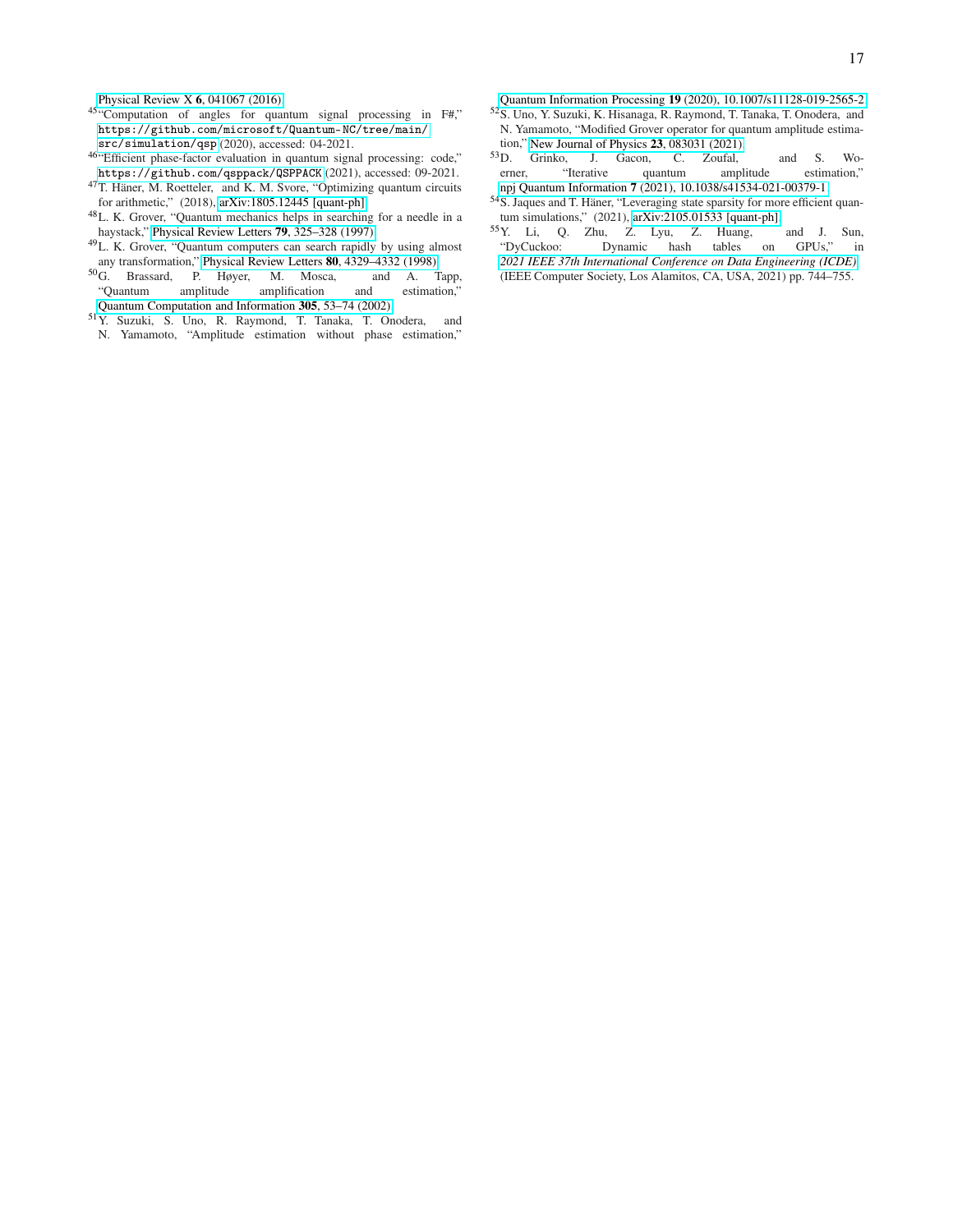Physical Review X **6**, 041067 (2016).

[45] "Computation of angles for quantum signal processing in F#," https://github.com/microsoft/Quantum-NC/tree/main/src/simulation/qsp (2020), accessed: 04-2021.

[46] "Efficient phase-factor evaluation in quantum signal processing: code," https://github.com/qsppack/QSPPACK (2021), accessed: 09-2021.

[47] T. Häner, M. Roetteler, and K. M. Svore, "Optimizing quantum circuits for arithmetic," (2018), arXiv:1805.12445 [quant-ph].

[48] L. K. Grover, "Quantum mechanics helps in searching for a needle in a haystack," Physical Review Letters **79**, 325–328 (1997).

[49] L. K. Grover, "Quantum computers can search rapidly by using almost any transformation," Physical Review Letters **80**, 4329–4332 (1998).

[50] G. Brassard, P. Høyer, M. Mosca, and A. Tapp, "Quantum amplitude amplification and estimation," Quantum Computation and Information **305**, 53–74 (2002).

[51] Y. Suzuki, S. Uno, R. Raymond, T. Tanaka, T. Onodera, and N. Yamamoto, "Amplitude estimation without phase estimation," Quantum Information Processing **19** (2020), 10.1007/s11128-019-2565-2.

[52] S. Uno, Y. Suzuki, K. Hisanaga, R. Raymond, T. Tanaka, T. Onodera, and N. Yamamoto, "Modified Grover operator for quantum amplitude estimation," New Journal of Physics **23**, 083031 (2021).

[53] D. Grinko, J. Gacon, C. Zoufal, and S. Woerner, "Iterative quantum amplitude estimation," npj Quantum Information **7** (2021), 10.1038/s41534-021-00379-1.

[54] S. Jaques and T. Häner, "Leveraging state sparsity for more efficient quantum simulations," (2021), arXiv:2105.01533 [quant-ph].

[55] Y. Li, Q. Zhu, Z. Lyu, Z. Huang, and J. Sun, "DyCuckoo: Dynamic hash tables on GPUs," in *2021 IEEE 37th International Conference on Data Engineering (ICDE)* (IEEE Computer Society, Los Alamitos, CA, USA, 2021) pp. 744–755.